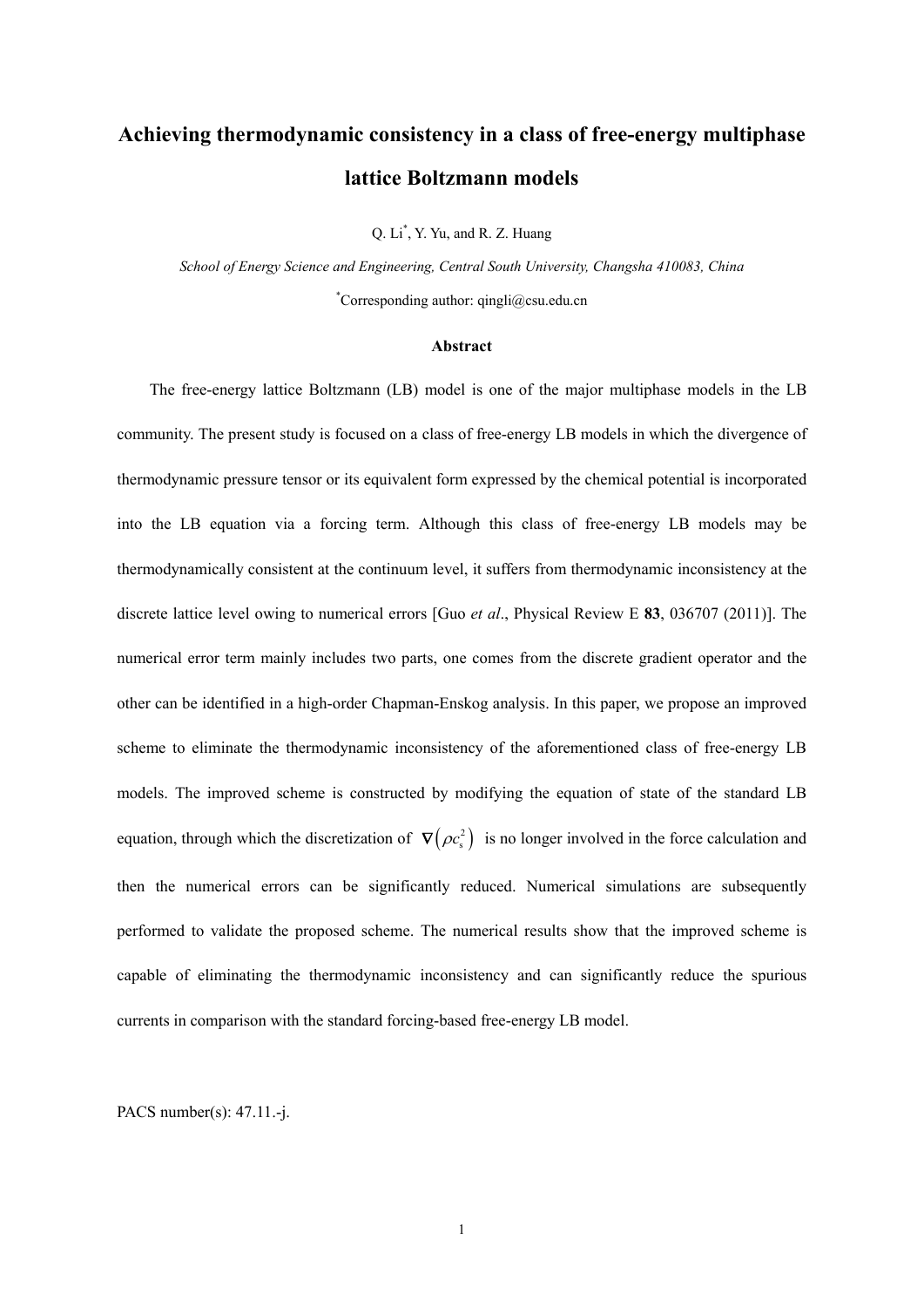# Achieving thermodynamic consistency in a class of free-energy multiphase lattice Boltzmann models

Q. Li[*], Y. Yu, and R. Z. Huang

*School of Energy Science and Engineering, Central South University, Changsha 410083, China*

[*]Corresponding author: qingli@csu.edu.cn

## Abstract

The free-energy lattice Boltzmann (LB) model is one of the major multiphase models in the LB community. The present study is focused on a class of free-energy LB models in which the divergence of thermodynamic pressure tensor or its equivalent form expressed by the chemical potential is incorporated into the LB equation via a forcing term. Although this class of free-energy LB models may be thermodynamically consistent at the continuum level, it suffers from thermodynamic inconsistency at the discrete lattice level owing to numerical errors [Guo *et al*., Physical Review E **83**, 036707 (2011)]. The numerical error term mainly includes two parts, one comes from the discrete gradient operator and the other can be identified in a high-order Chapman-Enskog analysis. In this paper, we propose an improved scheme to eliminate the thermodynamic inconsistency of the aforementioned class of free-energy LB models. The improved scheme is constructed by modifying the equation of state of the standard LB equation, through which the discretization of $\nabla\left(\rho c_s^2\right)$ is no longer involved in the force calculation and then the numerical errors can be significantly reduced. Numerical simulations are subsequently performed to validate the proposed scheme. The numerical results show that the improved scheme is capable of eliminating the thermodynamic inconsistency and can significantly reduce the spurious currents in comparison with the standard forcing-based free-energy LB model.

PACS number(s): 47.11.-j.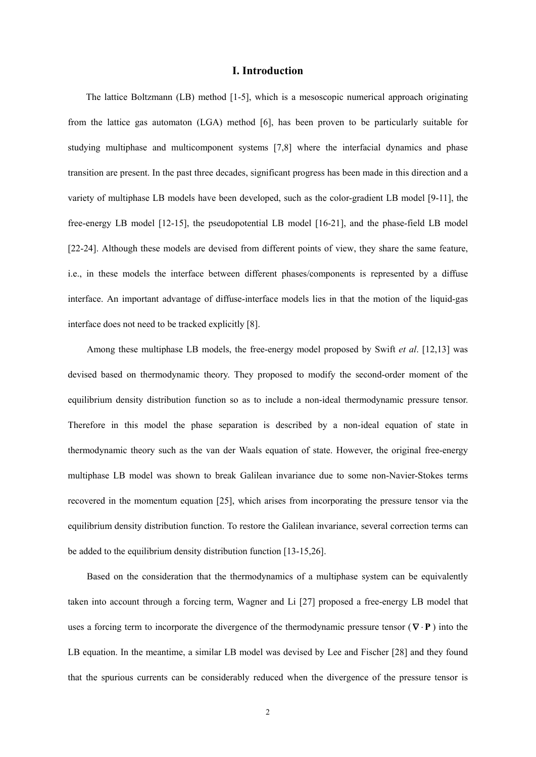## I. Introduction

The lattice Boltzmann (LB) method [1-5], which is a mesoscopic numerical approach originating from the lattice gas automaton (LGA) method [6], has been proven to be particularly suitable for studying multiphase and multicomponent systems [7,8] where the interfacial dynamics and phase transition are present. In the past three decades, significant progress has been made in this direction and a variety of multiphase LB models have been developed, such as the color-gradient LB model [9-11], the free-energy LB model [12-15], the pseudopotential LB model [16-21], and the phase-field LB model [22-24]. Although these models are devised from different points of view, they share the same feature, i.e., in these models the interface between different phases/components is represented by a diffuse interface. An important advantage of diffuse-interface models lies in that the motion of the liquid-gas interface does not need to be tracked explicitly [8].

Among these multiphase LB models, the free-energy model proposed by Swift *et al*. [12,13] was devised based on thermodynamic theory. They proposed to modify the second-order moment of the equilibrium density distribution function so as to include a non-ideal thermodynamic pressure tensor. Therefore in this model the phase separation is described by a non-ideal equation of state in thermodynamic theory such as the van der Waals equation of state. However, the original free-energy multiphase LB model was shown to break Galilean invariance due to some non-Navier-Stokes terms recovered in the momentum equation [25], which arises from incorporating the pressure tensor via the equilibrium density distribution function. To restore the Galilean invariance, several correction terms can be added to the equilibrium density distribution function [13-15,26].

Based on the consideration that the thermodynamics of a multiphase system can be equivalently taken into account through a forcing term, Wagner and Li [27] proposed a free-energy LB model that uses a forcing term to incorporate the divergence of the thermodynamic pressure tensor ($\nabla \cdot \mathbf{P}$) into the LB equation. In the meantime, a similar LB model was devised by Lee and Fischer [28] and they found that the spurious currents can be considerably reduced when the divergence of the pressure tensor is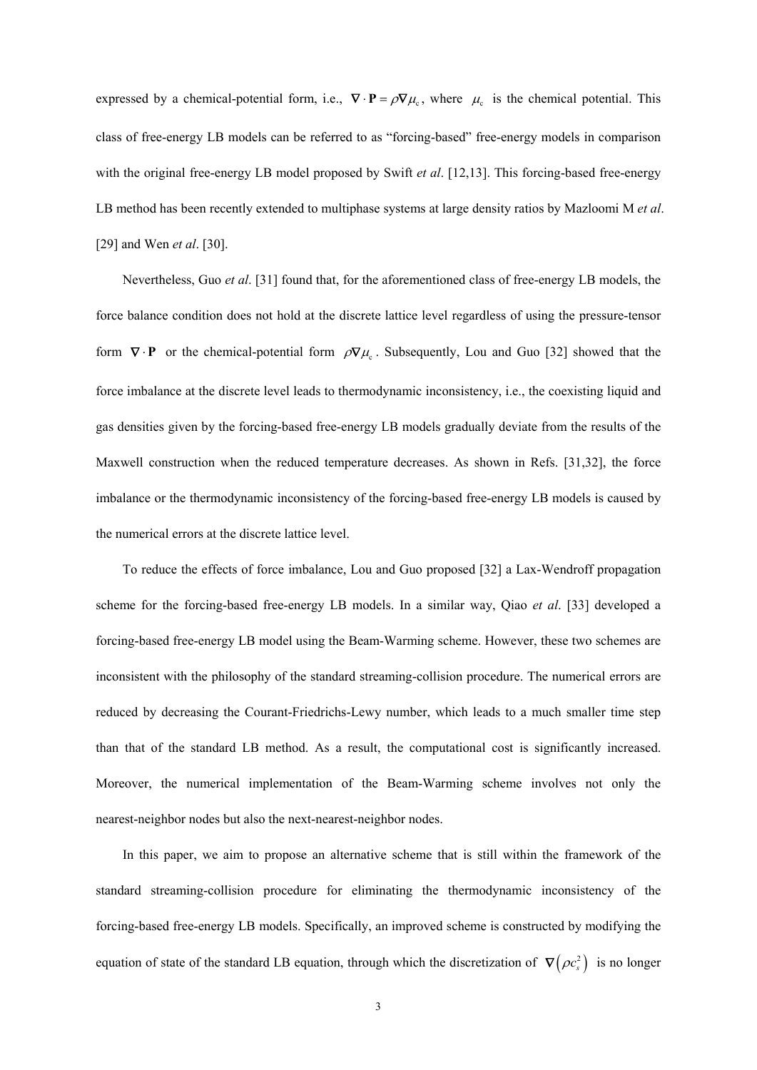expressed by a chemical-potential form, i.e., $\nabla \cdot \mathbf{P} = \rho \nabla \mu_c$, where $\mu_c$ is the chemical potential. This class of free-energy LB models can be referred to as "forcing-based" free-energy models in comparison with the original free-energy LB model proposed by Swift *et al*. [12,13]. This forcing-based free-energy LB method has been recently extended to multiphase systems at large density ratios by Mazloomi M *et al*. [29] and Wen *et al*. [30].

Nevertheless, Guo *et al*. [31] found that, for the aforementioned class of free-energy LB models, the force balance condition does not hold at the discrete lattice level regardless of using the pressure-tensor form $\nabla \cdot \mathbf{P}$ or the chemical-potential form $\rho \nabla \mu_c$. Subsequently, Lou and Guo [32] showed that the force imbalance at the discrete level leads to thermodynamic inconsistency, i.e., the coexisting liquid and gas densities given by the forcing-based free-energy LB models gradually deviate from the results of the Maxwell construction when the reduced temperature decreases. As shown in Refs. [31,32], the force imbalance or the thermodynamic inconsistency of the forcing-based free-energy LB models is caused by the numerical errors at the discrete lattice level.

To reduce the effects of force imbalance, Lou and Guo proposed [32] a Lax-Wendroff propagation scheme for the forcing-based free-energy LB models. In a similar way, Qiao *et al*. [33] developed a forcing-based free-energy LB model using the Beam-Warming scheme. However, these two schemes are inconsistent with the philosophy of the standard streaming-collision procedure. The numerical errors are reduced by decreasing the Courant-Friedrichs-Lewy number, which leads to a much smaller time step than that of the standard LB method. As a result, the computational cost is significantly increased. Moreover, the numerical implementation of the Beam-Warming scheme involves not only the nearest-neighbor nodes but also the next-nearest-neighbor nodes.

In this paper, we aim to propose an alternative scheme that is still within the framework of the standard streaming-collision procedure for eliminating the thermodynamic inconsistency of the forcing-based free-energy LB models. Specifically, an improved scheme is constructed by modifying the equation of state of the standard LB equation, through which the discretization of $\nabla\left(\rho c_s^2\right)$ is no longer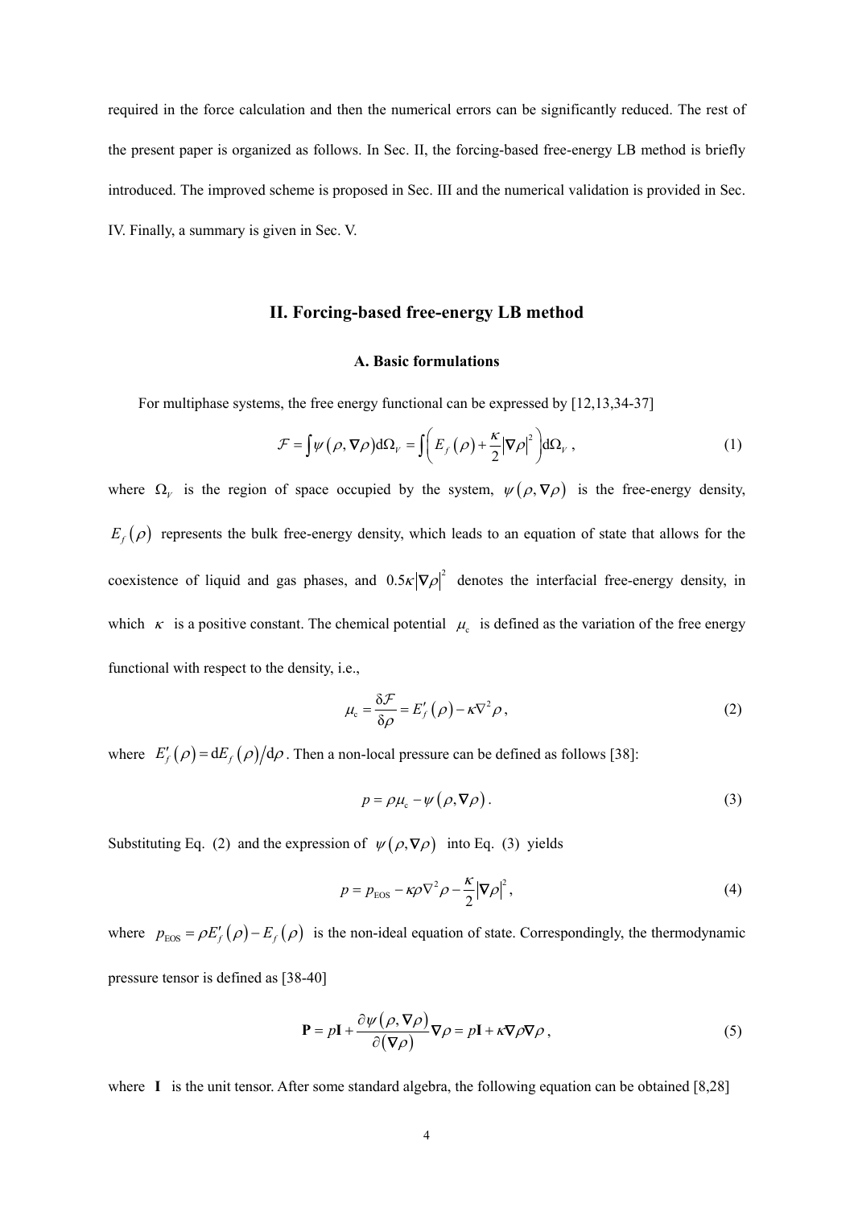required in the force calculation and then the numerical errors can be significantly reduced. The rest of the present paper is organized as follows. In Sec. II, the forcing-based free-energy LB method is briefly introduced. The improved scheme is proposed in Sec. III and the numerical validation is provided in Sec. IV. Finally, a summary is given in Sec. V.

## II. Forcing-based free-energy LB method

### A. Basic formulations

For multiphase systems, the free energy functional can be expressed by [12,13,34-37]

$$\mathcal{F} = \int \psi\left(\rho, \nabla\rho\right) \mathrm{d}\Omega_V = \int \left( E_f\left(\rho\right) + \frac{\kappa}{2}\left|\nabla\rho\right|^2 \right) \mathrm{d}\Omega_V , \tag{1}$$

where $\Omega_V$ is the region of space occupied by the system, $\psi\left(\rho, \nabla\rho\right)$ is the free-energy density, $E_f\left(\rho\right)$ represents the bulk free-energy density, which leads to an equation of state that allows for the coexistence of liquid and gas phases, and $0.5\kappa\left|\nabla\rho\right|^2$ denotes the interfacial free-energy density, in which $\kappa$ is a positive constant. The chemical potential $\mu_{\mathrm{c}}$ is defined as the variation of the free energy functional with respect to the density, i.e.,

$$\mu_{\mathrm{c}} = \frac{\delta \mathcal{F}}{\delta \rho} = E_f'\left(\rho\right) - \kappa \nabla^2 \rho , \tag{2}$$

where $E_f'\left(\rho\right) = \mathrm{d}E_f\left(\rho\right)/\mathrm{d}\rho$. Then a non-local pressure can be defined as follows [38]:

$$p = \rho \mu_{\mathrm{c}} - \psi\left(\rho, \nabla\rho\right) . \tag{3}$$

Substituting Eq. (2) and the expression of $\psi\left(\rho, \nabla\rho\right)$ into Eq. (3) yields

$$p = p_{\mathrm{EOS}} - \kappa \rho \nabla^2 \rho - \frac{\kappa}{2}\left|\nabla\rho\right|^2 , \tag{4}$$

where $p_{\mathrm{EOS}} = \rho E_f'\left(\rho\right) - E_f\left(\rho\right)$ is the non-ideal equation of state. Correspondingly, the thermodynamic pressure tensor is defined as [38-40]

$$\mathbf{P} = p\mathbf{I} + \frac{\partial \psi\left(\rho, \nabla\rho\right)}{\partial\left(\nabla\rho\right)} \nabla\rho = p\mathbf{I} + \kappa \nabla\rho\nabla\rho , \tag{5}$$

where $\mathbf{I}$ is the unit tensor. After some standard algebra, the following equation can be obtained [8,28]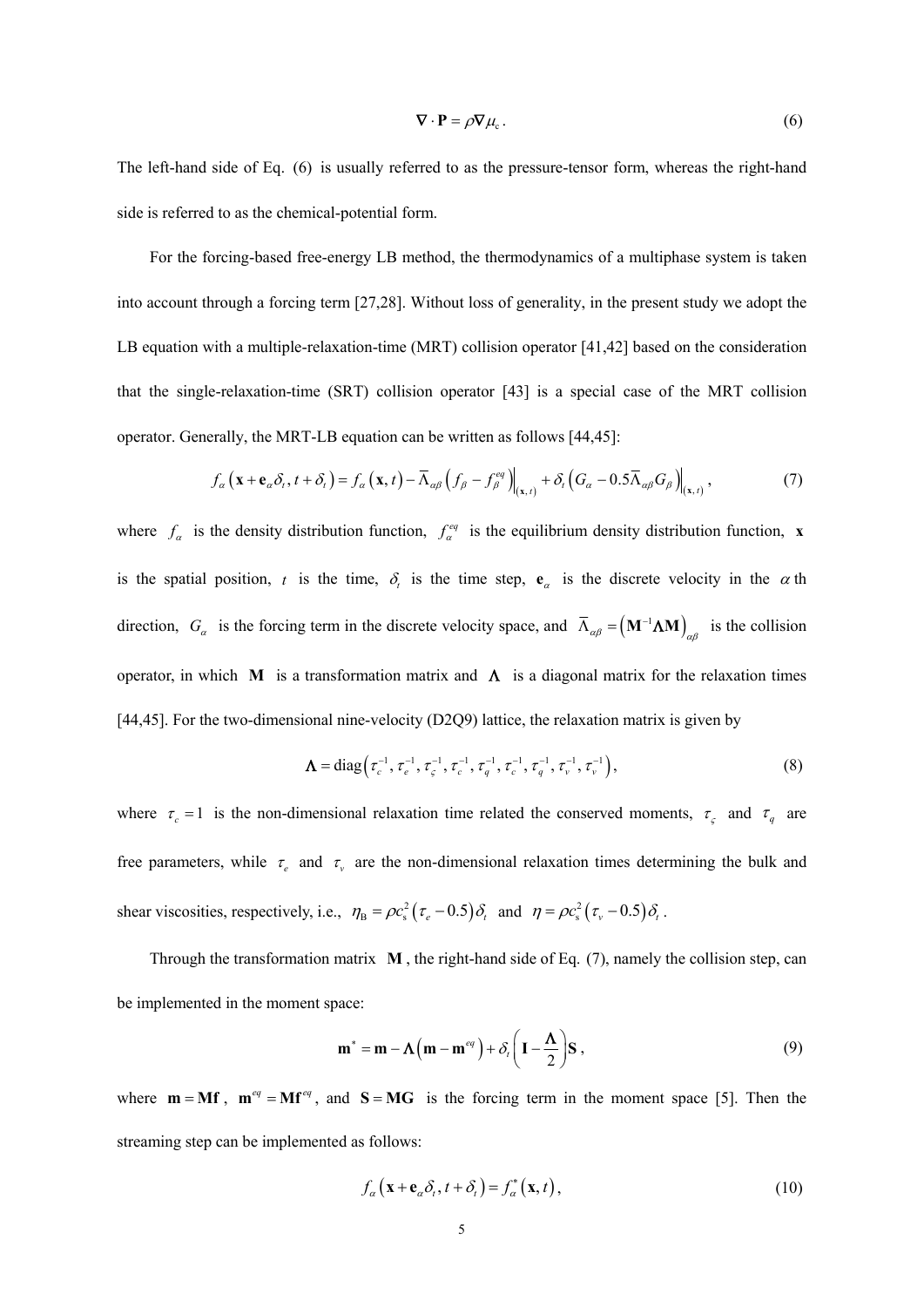$$\nabla \cdot \mathbf{P} = \rho \nabla \mu_{\mathrm{c}} . \tag{6}$$

The left-hand side of Eq. (6) is usually referred to as the pressure-tensor form, whereas the right-hand side is referred to as the chemical-potential form.

For the forcing-based free-energy LB method, the thermodynamics of a multiphase system is taken into account through a forcing term [27,28]. Without loss of generality, in the present study we adopt the LB equation with a multiple-relaxation-time (MRT) collision operator [41,42] based on the consideration that the single-relaxation-time (SRT) collision operator [43] is a special case of the MRT collision operator. Generally, the MRT-LB equation can be written as follows [44,45]:

$$f_\alpha\left(\mathbf{x}+\mathbf{e}_\alpha \delta_t, t+\delta_t\right)=f_\alpha(\mathbf{x}, t)-\bar{\Lambda}_{\alpha\beta}\left(f_\beta-f_\beta^{eq}\right)\Big|_{(\mathbf{x}, t)}+\delta_t\left(G_\alpha-0.5 \bar{\Lambda}_{\alpha\beta} G_\beta\right)\Big|_{(\mathbf{x}, t)}, \tag{7}$$

where $f_\alpha$ is the density distribution function, $f_\alpha^{eq}$ is the equilibrium density distribution function, $\mathbf{x}$ is the spatial position, $t$ is the time, $\delta_t$ is the time step, $\mathbf{e}_\alpha$ is the discrete velocity in the $\alpha$ th direction, $G_\alpha$ is the forcing term in the discrete velocity space, and $\bar{\Lambda}_{\alpha\beta}=\left(\mathbf{M}^{-1}\boldsymbol{\Lambda}\mathbf{M}\right)_{\alpha\beta}$ is the collision operator, in which $\mathbf{M}$ is a transformation matrix and $\boldsymbol{\Lambda}$ is a diagonal matrix for the relaxation times [44,45]. For the two-dimensional nine-velocity (D2Q9) lattice, the relaxation matrix is given by

$$\boldsymbol{\Lambda}=\operatorname{diag}\left(\tau_c^{-1}, \tau_e^{-1}, \tau_\varsigma^{-1}, \tau_c^{-1}, \tau_q^{-1}, \tau_c^{-1}, \tau_q^{-1}, \tau_v^{-1}, \tau_v^{-1}\right), \tag{8}$$

where $\tau_c=1$ is the non-dimensional relaxation time related the conserved moments, $\tau_\varsigma$ and $\tau_q$ are free parameters, while $\tau_e$ and $\tau_v$ are the non-dimensional relaxation times determining the bulk and shear viscosities, respectively, i.e., $\eta_{\mathrm{B}}=\rho c_{\mathrm{s}}^2\left(\tau_e-0.5\right)\delta_t$ and $\eta=\rho c_{\mathrm{s}}^2\left(\tau_v-0.5\right)\delta_t$.

Through the transformation matrix $\mathbf{M}$, the right-hand side of Eq. (7), namely the collision step, can be implemented in the moment space:

$$\mathbf{m}^*=\mathbf{m}-\boldsymbol{\Lambda}\left(\mathbf{m}-\mathbf{m}^{eq}\right)+\delta_t\left(\mathbf{I}-\frac{\boldsymbol{\Lambda}}{2}\right)\mathbf{S}, \tag{9}$$

where $\mathbf{m}=\mathbf{M}\mathbf{f}$, $\mathbf{m}^{eq}=\mathbf{M}\mathbf{f}^{eq}$, and $\mathbf{S}=\mathbf{M}\mathbf{G}$ is the forcing term in the moment space [5]. Then the streaming step can be implemented as follows:

$$f_\alpha\left(\mathbf{x}+\mathbf{e}_\alpha \delta_t, t+\delta_t\right)=f_\alpha^*(\mathbf{x}, t), \tag{10}$$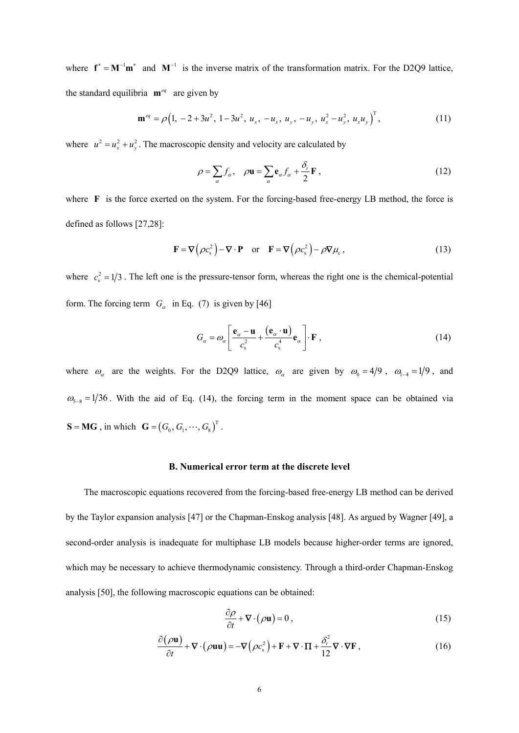where $\mathbf{f}^* = \mathbf{M}^{-1}\mathbf{m}^*$ and $\mathbf{M}^{-1}$ is the inverse matrix of the transformation matrix. For the D2Q9 lattice, the standard equilibria $\mathbf{m}^{eq}$ are given by

$$\mathbf{m}^{eq} = \rho\left(1,\ -2+3u^2,\ 1-3u^2,\ u_x,\ -u_x,\ u_y,\ -u_y,\ u_x^2-u_y^2,\ u_x u_y\right)^{\mathrm{T}}, \tag{11}$$

where $u^2 = u_x^2 + u_y^2$. The macroscopic density and velocity are calculated by

$$\rho = \sum_\alpha f_\alpha, \quad \rho\mathbf{u} = \sum_\alpha \mathbf{e}_\alpha f_\alpha + \frac{\delta_t}{2}\mathbf{F}, \tag{12}$$

where $\mathbf{F}$ is the force exerted on the system. For the forcing-based free-energy LB method, the force is defined as follows [27,28]:

$$\mathbf{F} = \nabla\left(\rho c_s^2\right) - \nabla\cdot\mathbf{P} \quad \text{or} \quad \mathbf{F} = \nabla\left(\rho c_s^2\right) - \rho\nabla\mu_c, \tag{13}$$

where $c_s^2 = 1/3$. The left one is the pressure-tensor form, whereas the right one is the chemical-potential form. The forcing term $G_\alpha$ in Eq. (7) is given by [46]

$$G_\alpha = \omega_\alpha\left[\frac{\mathbf{e}_\alpha - \mathbf{u}}{c_s^2} + \frac{\left(\mathbf{e}_\alpha\cdot\mathbf{u}\right)}{c_s^4}\mathbf{e}_\alpha\right]\cdot\mathbf{F}, \tag{14}$$

where $\omega_\alpha$ are the weights. For the D2Q9 lattice, $\omega_\alpha$ are given by $\omega_0 = 4/9$, $\omega_{1-4} = 1/9$, and $\omega_{5-8} = 1/36$. With the aid of Eq. (14), the forcing term in the moment space can be obtained via $\mathbf{S} = \mathbf{M}\mathbf{G}$, in which $\mathbf{G} = \left(G_0, G_1, \cdots, G_8\right)^{\mathrm{T}}$.

### B. Numerical error term at the discrete level

The macroscopic equations recovered from the forcing-based free-energy LB method can be derived by the Taylor expansion analysis [47] or the Chapman-Enskog analysis [48]. As argued by Wagner [49], a second-order analysis is inadequate for multiphase LB models because higher-order terms are ignored, which may be necessary to achieve thermodynamic consistency. Through a third-order Chapman-Enskog analysis [50], the following macroscopic equations can be obtained:

$$\frac{\partial\rho}{\partial t} + \nabla\cdot\left(\rho\mathbf{u}\right) = 0, \tag{15}$$

$$\frac{\partial\left(\rho\mathbf{u}\right)}{\partial t} + \nabla\cdot\left(\rho\mathbf{u}\mathbf{u}\right) = -\nabla\left(\rho c_s^2\right) + \mathbf{F} + \nabla\cdot\mathbf{\Pi} + \frac{\delta_t^2}{12}\nabla\cdot\nabla\mathbf{F}, \tag{16}$$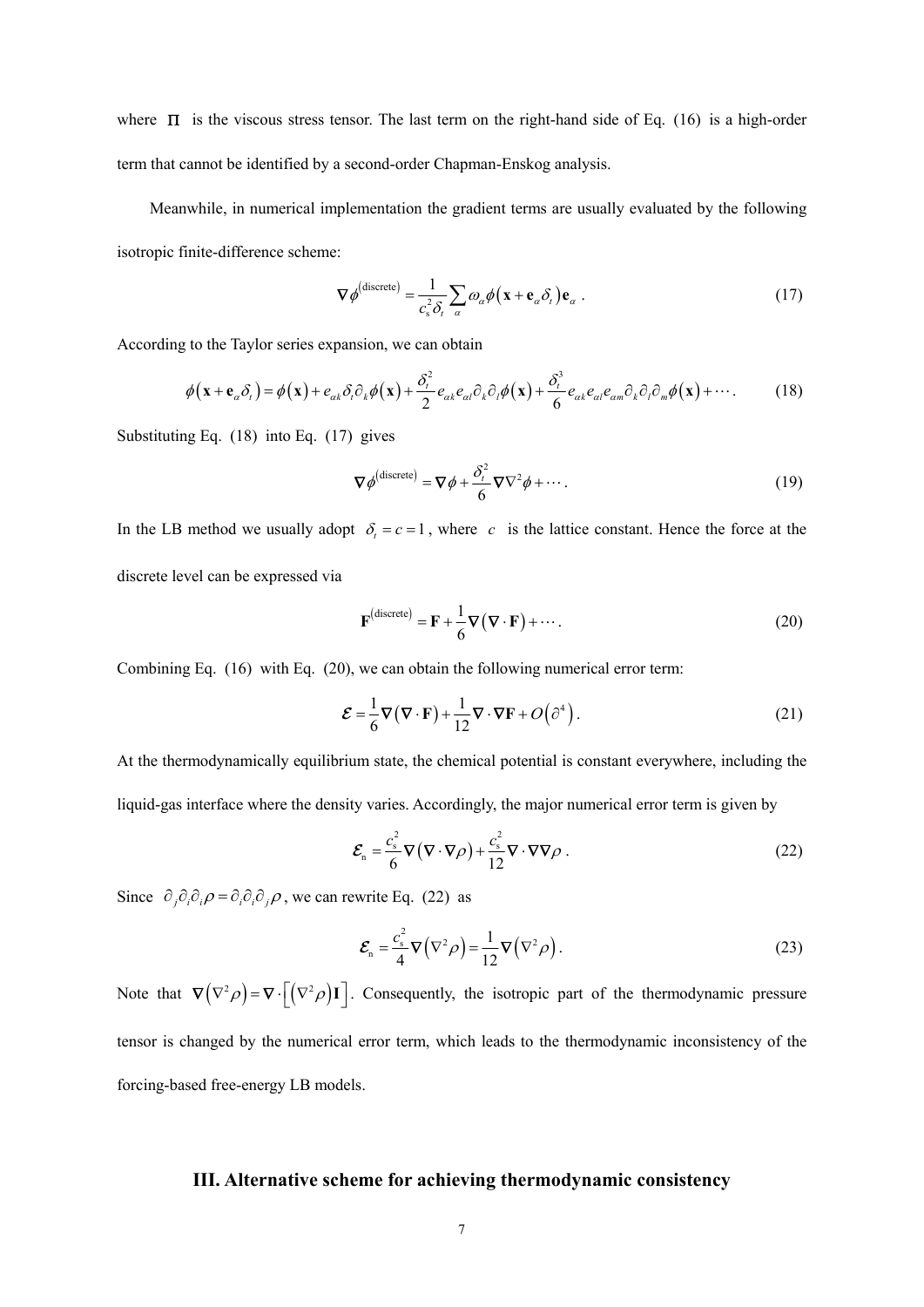where $\Pi$ is the viscous stress tensor. The last term on the right-hand side of Eq. (16) is a high-order term that cannot be identified by a second-order Chapman-Enskog analysis.

Meanwhile, in numerical implementation the gradient terms are usually evaluated by the following isotropic finite-difference scheme:

$$\nabla\phi^{(\text{discrete})} = \frac{1}{c_s^2 \delta_t} \sum_\alpha \omega_\alpha \phi\left(\mathbf{x} + \mathbf{e}_\alpha \delta_t\right) \mathbf{e}_\alpha \,. \tag{17}$$

According to the Taylor series expansion, we can obtain

$$\phi\left(\mathbf{x} + \mathbf{e}_\alpha \delta_t\right) = \phi(\mathbf{x}) + e_{\alpha k} \delta_t \partial_k \phi(\mathbf{x}) + \frac{\delta_t^2}{2} e_{\alpha k} e_{\alpha l} \partial_k \partial_l \phi(\mathbf{x}) + \frac{\delta_t^3}{6} e_{\alpha k} e_{\alpha l} e_{\alpha m} \partial_k \partial_l \partial_m \phi(\mathbf{x}) + \cdots. \tag{18}$$

Substituting Eq. (18) into Eq. (17) gives

$$\nabla\phi^{(\text{discrete})} = \nabla\phi + \frac{\delta_t^2}{6} \nabla\nabla^2\phi + \cdots. \tag{19}$$

In the LB method we usually adopt $\delta_t = c = 1$, where $c$ is the lattice constant. Hence the force at the discrete level can be expressed via

$$\mathbf{F}^{(\text{discrete})} = \mathbf{F} + \frac{1}{6}\nabla\left(\nabla \cdot \mathbf{F}\right) + \cdots. \tag{20}$$

Combining Eq. (16) with Eq. (20), we can obtain the following numerical error term:

$$\boldsymbol{\varepsilon} = \frac{1}{6}\nabla\left(\nabla \cdot \mathbf{F}\right) + \frac{1}{12}\nabla \cdot \nabla\mathbf{F} + O\left(\partial^4\right). \tag{21}$$

At the thermodynamically equilibrium state, the chemical potential is constant everywhere, including the liquid-gas interface where the density varies. Accordingly, the major numerical error term is given by

$$\boldsymbol{\varepsilon}_\text{n} = \frac{c_s^2}{6}\nabla\left(\nabla \cdot \nabla\rho\right) + \frac{c_s^2}{12}\nabla \cdot \nabla\nabla\rho \,. \tag{22}$$

Since $\partial_j \partial_i \partial_i \rho = \partial_i \partial_i \partial_j \rho$, we can rewrite Eq. (22) as

$$\boldsymbol{\varepsilon}_\text{n} = \frac{c_s^2}{4}\nabla\left(\nabla^2\rho\right) = \frac{1}{12}\nabla\left(\nabla^2\rho\right). \tag{23}$$

Note that $\nabla\left(\nabla^2\rho\right) = \nabla \cdot \left[\left(\nabla^2\rho\right)\mathbf{I}\right]$. Consequently, the isotropic part of the thermodynamic pressure tensor is changed by the numerical error term, which leads to the thermodynamic inconsistency of the forcing-based free-energy LB models.

## III. Alternative scheme for achieving thermodynamic consistency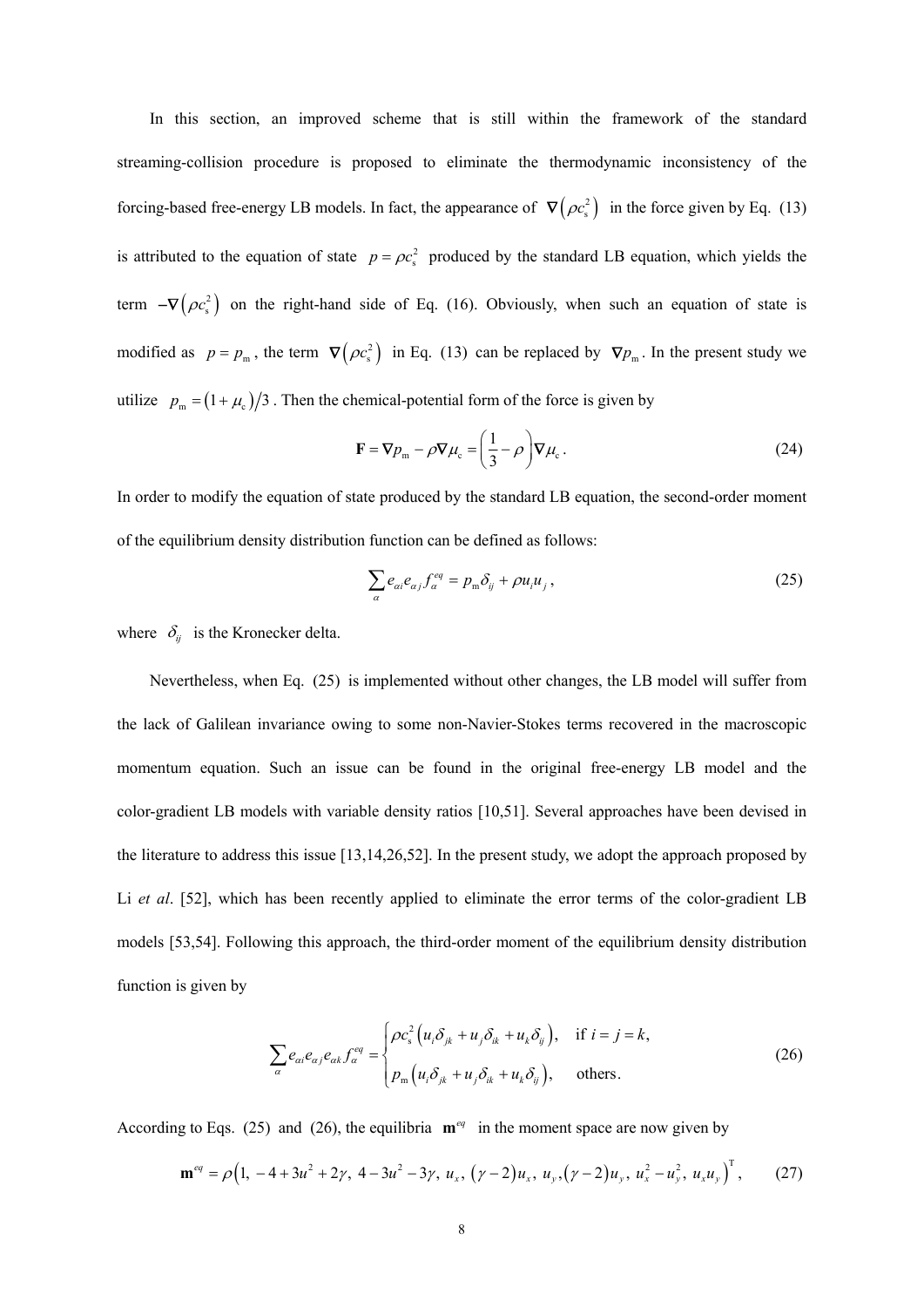In this section, an improved scheme that is still within the framework of the standard streaming-collision procedure is proposed to eliminate the thermodynamic inconsistency of the forcing-based free-energy LB models. In fact, the appearance of $\nabla\left(\rho c_{\mathrm{s}}^{2}\right)$ in the force given by Eq. (13) is attributed to the equation of state $p=\rho c_{\mathrm{s}}^{2}$ produced by the standard LB equation, which yields the term $-\nabla\left(\rho c_{\mathrm{s}}^{2}\right)$ on the right-hand side of Eq. (16). Obviously, when such an equation of state is modified as $p=p_{\mathrm{m}}$, the term $\nabla\left(\rho c_{\mathrm{s}}^{2}\right)$ in Eq. (13) can be replaced by $\nabla p_{\mathrm{m}}$. In the present study we utilize $p_{\mathrm{m}}=\left(1+\mu_{\mathrm{c}}\right)/3$. Then the chemical-potential form of the force is given by

$$\mathbf{F}=\nabla p_{\mathrm{m}}-\rho\nabla\mu_{\mathrm{c}}=\left(\frac{1}{3}-\rho\right)\nabla\mu_{\mathrm{c}}. \tag{24}$$

In order to modify the equation of state produced by the standard LB equation, the second-order moment of the equilibrium density distribution function can be defined as follows:

$$\sum_{\alpha}e_{\alpha i}e_{\alpha j}f_{\alpha}^{eq}=p_{\mathrm{m}}\delta_{ij}+\rho u_{i}u_{j}, \tag{25}$$

where $\delta_{ij}$ is the Kronecker delta.

Nevertheless, when Eq. (25) is implemented without other changes, the LB model will suffer from the lack of Galilean invariance owing to some non-Navier-Stokes terms recovered in the macroscopic momentum equation. Such an issue can be found in the original free-energy LB model and the color-gradient LB models with variable density ratios [10,51]. Several approaches have been devised in the literature to address this issue [13,14,26,52]. In the present study, we adopt the approach proposed by Li *et al*. [52], which has been recently applied to eliminate the error terms of the color-gradient LB models [53,54]. Following this approach, the third-order moment of the equilibrium density distribution function is given by

$$\sum_{\alpha}e_{\alpha i}e_{\alpha j}e_{\alpha k}f_{\alpha}^{eq}=\begin{cases}\rho c_{\mathrm{s}}^{2}\left(u_{i}\delta_{jk}+u_{j}\delta_{ik}+u_{k}\delta_{ij}\right), & \text{if } i=j=k,\\ p_{\mathrm{m}}\left(u_{i}\delta_{jk}+u_{j}\delta_{ik}+u_{k}\delta_{ij}\right), & \text{others}.\end{cases} \tag{26}$$

According to Eqs. (25) and (26), the equilibria $\mathbf{m}^{eq}$ in the moment space are now given by

$$\mathbf{m}^{eq}=\rho\left(1,\,-4+3u^{2}+2\gamma,\,4-3u^{2}-3\gamma,\,u_{x},\,\left(\gamma-2\right)u_{x},\,u_{y},\left(\gamma-2\right)u_{y},\,u_{x}^{2}-u_{y}^{2},\,u_{x}u_{y}\right)^{\mathrm{T}}, \tag{27}$$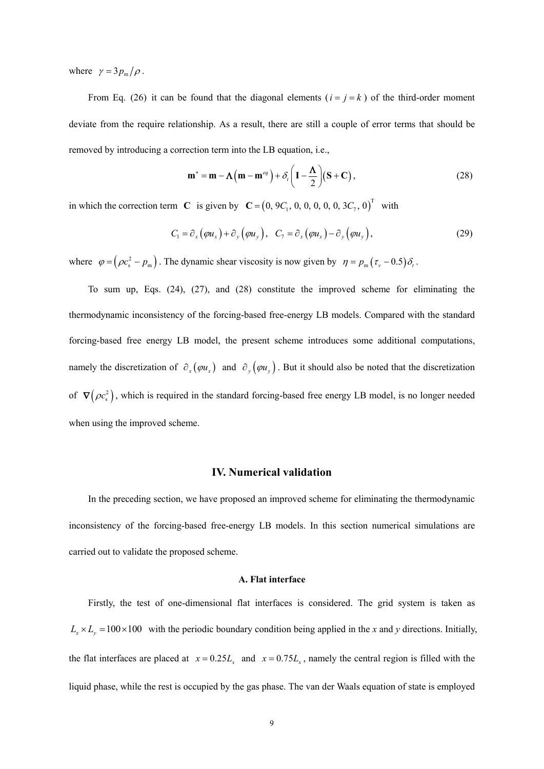where $\gamma = 3p_{\mathrm{m}}/\rho$.

From Eq. (26) it can be found that the diagonal elements ($i = j = k$) of the third-order moment deviate from the require relationship. As a result, there are still a couple of error terms that should be removed by introducing a correction term into the LB equation, i.e.,

$$\mathbf{m}^* = \mathbf{m} - \mathbf{\Lambda}\left(\mathbf{m} - \mathbf{m}^{eq}\right) + \delta_t \left(\mathbf{I} - \frac{\mathbf{\Lambda}}{2}\right)\left(\mathbf{S} + \mathbf{C}\right), \tag{28}$$

in which the correction term $\mathbf{C}$ is given by $\mathbf{C} = \left(0,\, 9C_1,\, 0,\, 0,\, 0,\, 0,\, 0,\, 3C_7,\, 0\right)^{\mathrm{T}}$ with

$$C_1 = \partial_x\left(\varphi u_x\right) + \partial_y\left(\varphi u_y\right), \quad C_7 = \partial_x\left(\varphi u_x\right) - \partial_y\left(\varphi u_y\right), \tag{29}$$

where $\varphi = \left(\rho c_{\mathrm{s}}^2 - p_{\mathrm{m}}\right)$. The dynamic shear viscosity is now given by $\eta = p_{\mathrm{m}}\left(\tau_v - 0.5\right)\delta_t$.

To sum up, Eqs. (24), (27), and (28) constitute the improved scheme for eliminating the thermodynamic inconsistency of the forcing-based free-energy LB models. Compared with the standard forcing-based free energy LB model, the present scheme introduces some additional computations, namely the discretization of $\partial_x\left(\varphi u_x\right)$ and $\partial_y\left(\varphi u_y\right)$. But it should also be noted that the discretization of $\nabla\left(\rho c_{\mathrm{s}}^2\right)$, which is required in the standard forcing-based free energy LB model, is no longer needed when using the improved scheme.

## IV. Numerical validation

In the preceding section, we have proposed an improved scheme for eliminating the thermodynamic inconsistency of the forcing-based free-energy LB models. In this section numerical simulations are carried out to validate the proposed scheme.

### A. Flat interface

Firstly, the test of one-dimensional flat interfaces is considered. The grid system is taken as $L_x \times L_y = 100 \times 100$ with the periodic boundary condition being applied in the *x* and *y* directions. Initially, the flat interfaces are placed at $x = 0.25L_x$ and $x = 0.75L_x$, namely the central region is filled with the liquid phase, while the rest is occupied by the gas phase. The van der Waals equation of state is employed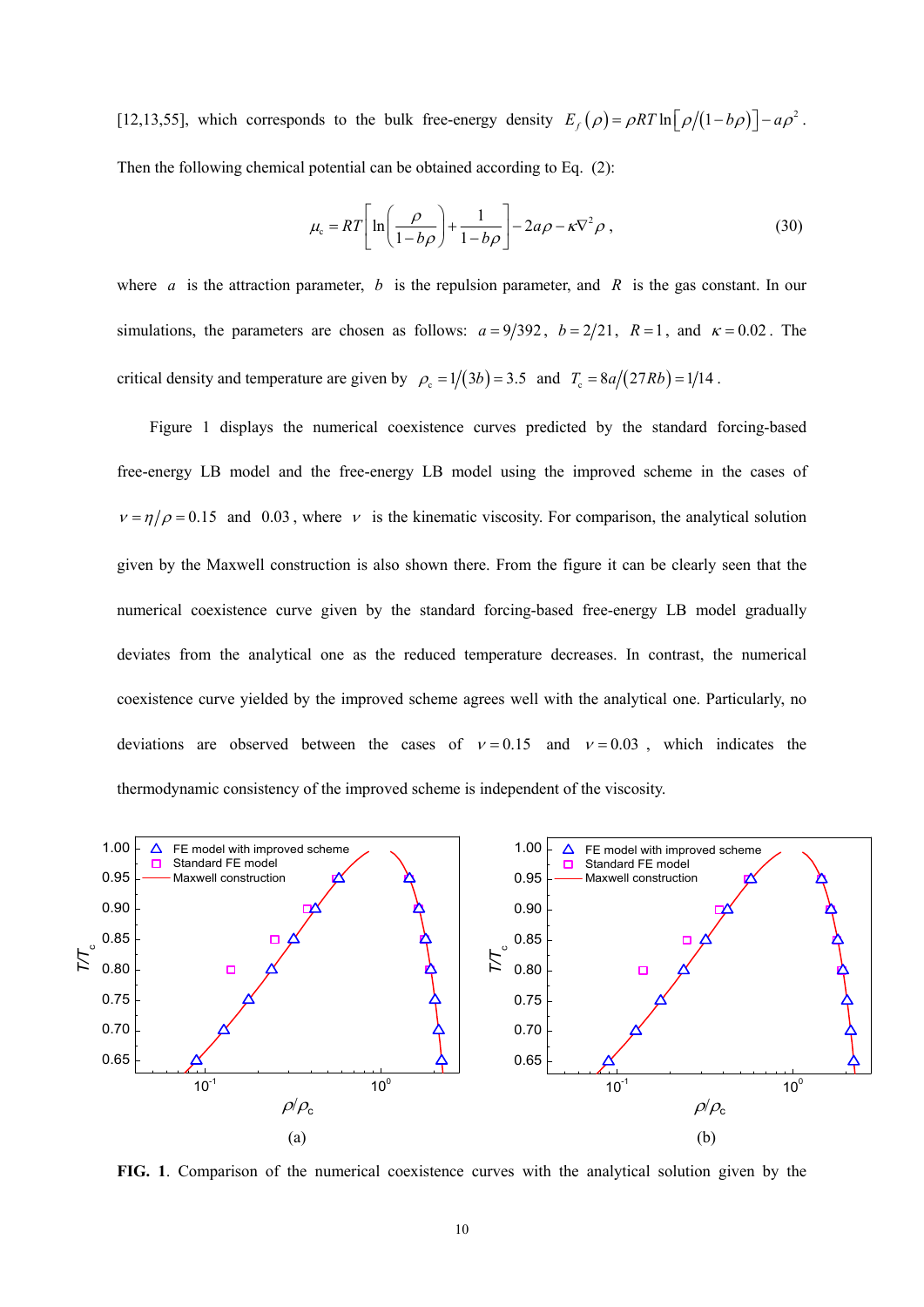[12,13,55], which corresponds to the bulk free-energy density $E_f(\rho) = \rho RT \ln\left[\rho/(1-b\rho)\right] - a\rho^2$. Then the following chemical potential can be obtained according to Eq. (2):

$$\mu_c = RT\left[\ln\left(\frac{\rho}{1-b\rho}\right) + \frac{1}{1-b\rho}\right] - 2a\rho - \kappa\nabla^2\rho\,, \tag{30}$$

where $a$ is the attraction parameter, $b$ is the repulsion parameter, and $R$ is the gas constant. In our simulations, the parameters are chosen as follows: $a = 9/392$, $b = 2/21$, $R = 1$, and $\kappa = 0.02$. The critical density and temperature are given by $\rho_c = 1/(3b) = 3.5$ and $T_c = 8a/(27Rb) = 1/14$.

Figure 1 displays the numerical coexistence curves predicted by the standard forcing-based free-energy LB model and the free-energy LB model using the improved scheme in the cases of $\nu = \eta/\rho = 0.15$ and $0.03$, where $\nu$ is the kinematic viscosity. For comparison, the analytical solution given by the Maxwell construction is also shown there. From the figure it can be clearly seen that the numerical coexistence curve given by the standard forcing-based free-energy LB model gradually deviates from the analytical one as the reduced temperature decreases. In contrast, the numerical coexistence curve yielded by the improved scheme agrees well with the analytical one. Particularly, no deviations are observed between the cases of $\nu = 0.15$ and $\nu = 0.03$, which indicates the thermodynamic consistency of the improved scheme is independent of the viscosity.

FE model with improved scheme
Standard FE model
Maxwell construction
$T/T_c$
1.00
0.95
0.90
0.85
0.80
0.75
0.70
0.65
$10^{-1}$
$10^{0}$
$\rho/\rho_c$
(a)

FE model with improved scheme
Standard FE model
Maxwell construction
$T/T_c$
1.00
0.95
0.90
0.85
0.80
0.75
0.70
0.65
$10^{-1}$
$10^{0}$
$\rho/\rho_c$
(b)

**FIG. 1**. Comparison of the numerical coexistence curves with the analytical solution given by the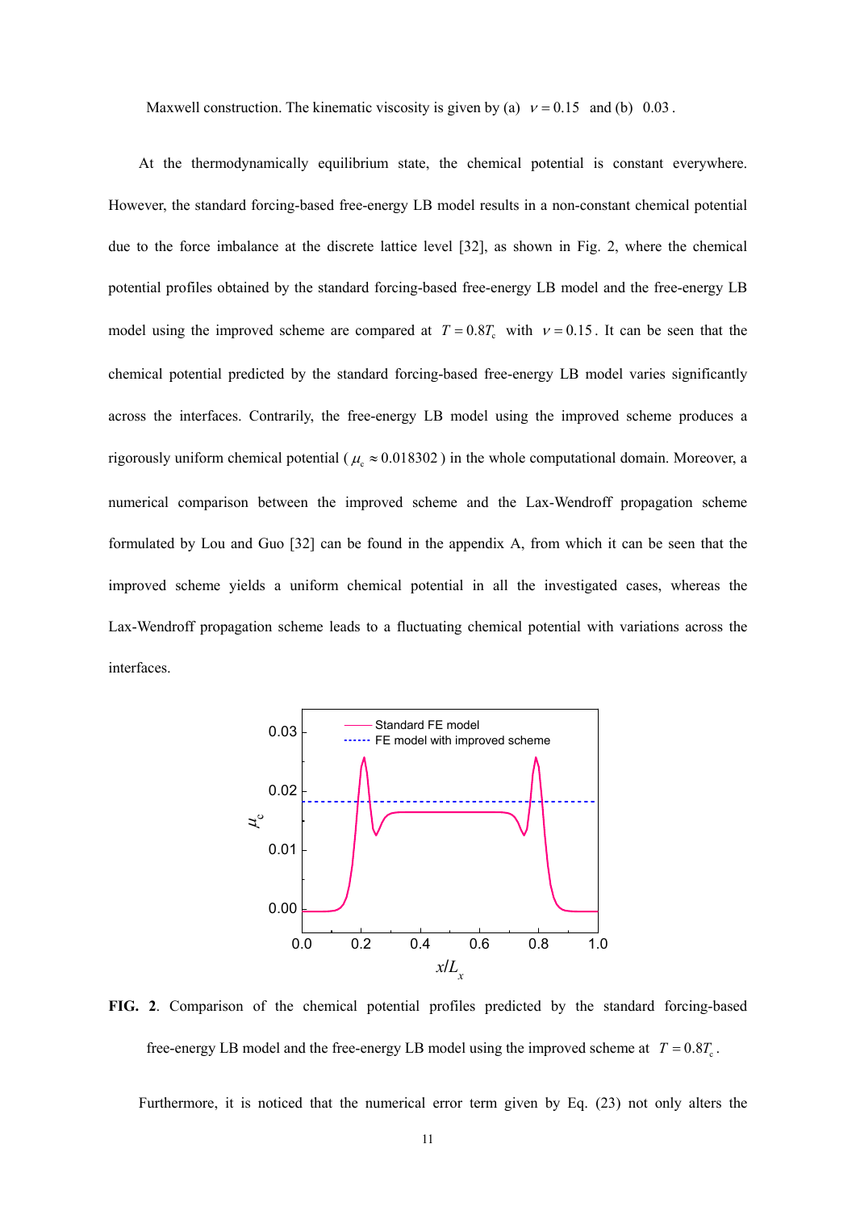Maxwell construction. The kinematic viscosity is given by (a) $\nu = 0.15$ and (b) $0.03$.

At the thermodynamically equilibrium state, the chemical potential is constant everywhere. However, the standard forcing-based free-energy LB model results in a non-constant chemical potential due to the force imbalance at the discrete lattice level [32], as shown in Fig. 2, where the chemical potential profiles obtained by the standard forcing-based free-energy LB model and the free-energy LB model using the improved scheme are compared at $T = 0.8T_c$ with $\nu = 0.15$. It can be seen that the chemical potential predicted by the standard forcing-based free-energy LB model varies significantly across the interfaces. Contrarily, the free-energy LB model using the improved scheme produces a rigorously uniform chemical potential ($\mu_c \approx 0.018302$) in the whole computational domain. Moreover, a numerical comparison between the improved scheme and the Lax-Wendroff propagation scheme formulated by Lou and Guo [32] can be found in the appendix A, from which it can be seen that the improved scheme yields a uniform chemical potential in all the investigated cases, whereas the Lax-Wendroff propagation scheme leads to a fluctuating chemical potential with variations across the interfaces.

Standard FE model
FE model with improved scheme
0.03
0.02
0.01
0.00
$\mu_c$
0.0
0.2
0.4
0.6
0.8
1.0
$x/L_x$

**FIG. 2**. Comparison of the chemical potential profiles predicted by the standard forcing-based free-energy LB model and the free-energy LB model using the improved scheme at $T = 0.8T_c$.

Furthermore, it is noticed that the numerical error term given by Eq. (23) not only alters the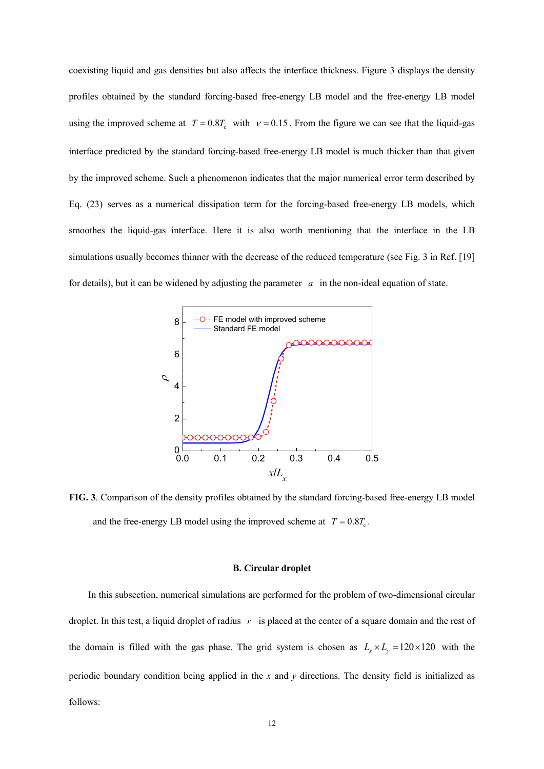coexisting liquid and gas densities but also affects the interface thickness. Figure 3 displays the density profiles obtained by the standard forcing-based free-energy LB model and the free-energy LB model using the improved scheme at $T = 0.8T_c$ with $\nu = 0.15$. From the figure we can see that the liquid-gas interface predicted by the standard forcing-based free-energy LB model is much thicker than that given by the improved scheme. Such a phenomenon indicates that the major numerical error term described by Eq. (23) serves as a numerical dissipation term for the forcing-based free-energy LB models, which smoothes the liquid-gas interface. Here it is also worth mentioning that the interface in the LB simulations usually becomes thinner with the decrease of the reduced temperature (see Fig. 3 in Ref. [19] for details), but it can be widened by adjusting the parameter $a$ in the non-ideal equation of state.

FE model with improved scheme
Standard FE model
8
6
4
2
0
$\rho$
0.0
0.1
0.2
0.3
0.4
0.5
$x/L_x$

**FIG. 3**. Comparison of the density profiles obtained by the standard forcing-based free-energy LB model and the free-energy LB model using the improved scheme at $T = 0.8T_c$.

### B. Circular droplet

In this subsection, numerical simulations are performed for the problem of two-dimensional circular droplet. In this test, a liquid droplet of radius $r$ is placed at the center of a square domain and the rest of the domain is filled with the gas phase. The grid system is chosen as $L_x \times L_y = 120 \times 120$ with the periodic boundary condition being applied in the $x$ and $y$ directions. The density field is initialized as follows: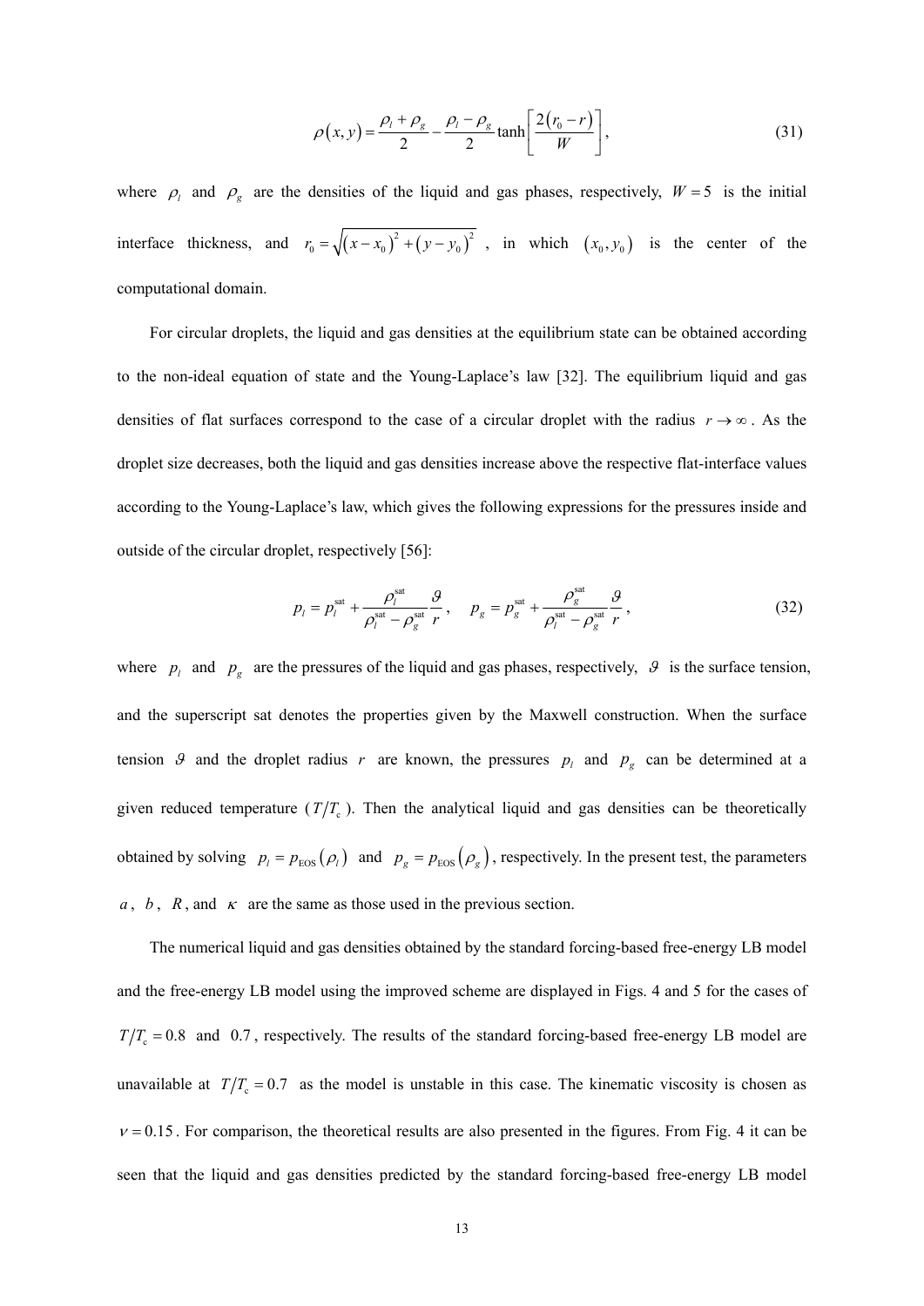$$\rho(x,y) = \frac{\rho_l + \rho_g}{2} - \frac{\rho_l - \rho_g}{2} \tanh\left[\frac{2(r_0 - r)}{W}\right], \tag{31}$$

where $\rho_l$ and $\rho_g$ are the densities of the liquid and gas phases, respectively, $W = 5$ is the initial interface thickness, and $r_0 = \sqrt{(x - x_0)^2 + (y - y_0)^2}$, in which $(x_0, y_0)$ is the center of the computational domain.

For circular droplets, the liquid and gas densities at the equilibrium state can be obtained according to the non-ideal equation of state and the Young-Laplace's law [32]. The equilibrium liquid and gas densities of flat surfaces correspond to the case of a circular droplet with the radius $r \to \infty$. As the droplet size decreases, both the liquid and gas densities increase above the respective flat-interface values according to the Young-Laplace's law, which gives the following expressions for the pressures inside and outside of the circular droplet, respectively [56]:

$$p_l = p_l^{\text{sat}} + \frac{\rho_l^{\text{sat}}}{\rho_l^{\text{sat}} - \rho_g^{\text{sat}}} \frac{\vartheta}{r}, \quad p_g = p_g^{\text{sat}} + \frac{\rho_g^{\text{sat}}}{\rho_l^{\text{sat}} - \rho_g^{\text{sat}}} \frac{\vartheta}{r}, \tag{32}$$

where $p_l$ and $p_g$ are the pressures of the liquid and gas phases, respectively, $\vartheta$ is the surface tension, and the superscript sat denotes the properties given by the Maxwell construction. When the surface tension $\vartheta$ and the droplet radius $r$ are known, the pressures $p_l$ and $p_g$ can be determined at a given reduced temperature ($T/T_c$). Then the analytical liquid and gas densities can be theoretically obtained by solving $p_l = p_{\text{EOS}}(\rho_l)$ and $p_g = p_{\text{EOS}}(\rho_g)$, respectively. In the present test, the parameters $a$, $b$, $R$, and $\kappa$ are the same as those used in the previous section.

The numerical liquid and gas densities obtained by the standard forcing-based free-energy LB model and the free-energy LB model using the improved scheme are displayed in Figs. 4 and 5 for the cases of $T/T_c = 0.8$ and $0.7$, respectively. The results of the standard forcing-based free-energy LB model are unavailable at $T/T_c = 0.7$ as the model is unstable in this case. The kinematic viscosity is chosen as $\nu = 0.15$. For comparison, the theoretical results are also presented in the figures. From Fig. 4 it can be seen that the liquid and gas densities predicted by the standard forcing-based free-energy LB model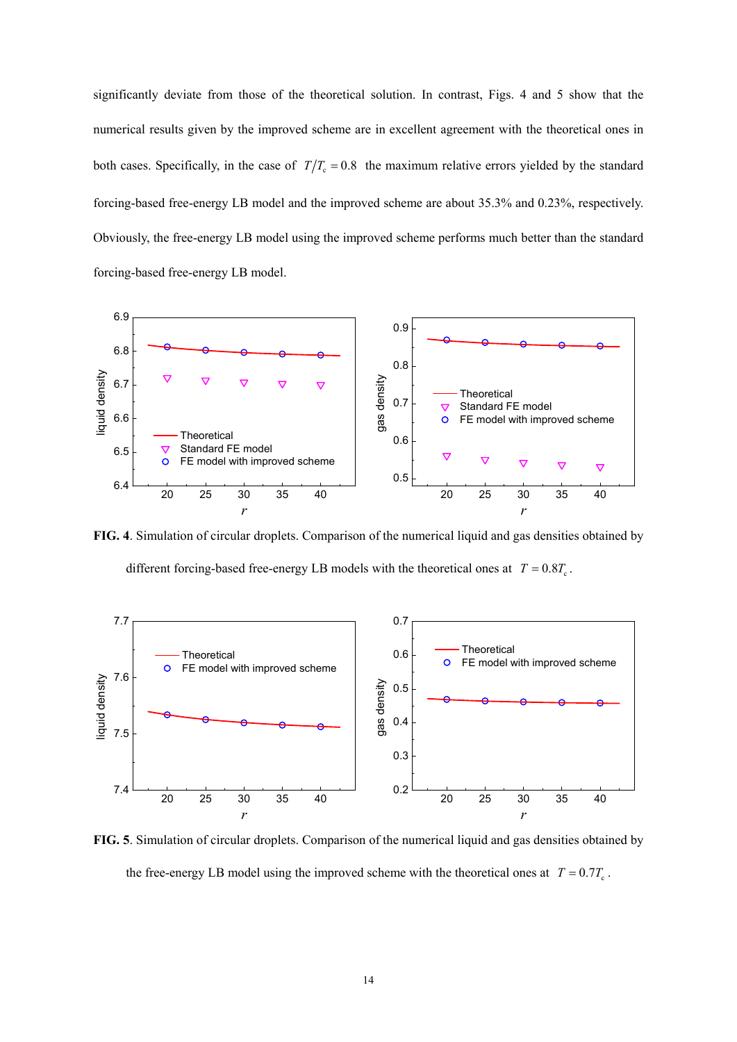significantly deviate from those of the theoretical solution. In contrast, Figs. 4 and 5 show that the numerical results given by the improved scheme are in excellent agreement with the theoretical ones in both cases. Specifically, in the case of $T/T_c = 0.8$ the maximum relative errors yielded by the standard forcing-based free-energy LB model and the improved scheme are about 35.3% and 0.23%, respectively. Obviously, the free-energy LB model using the improved scheme performs much better than the standard forcing-based free-energy LB model.

liquid density
6.9
6.8
6.7
6.6
6.5
6.4
20 25 30 35 40
$r$
Theoretical
Standard FE model
FE model with improved scheme

gas density
0.9
0.8
0.7
0.6
0.5
20 25 30 35 40
$r$
Theoretical
Standard FE model
FE model with improved scheme

**FIG. 4**. Simulation of circular droplets. Comparison of the numerical liquid and gas densities obtained by different forcing-based free-energy LB models with the theoretical ones at $T = 0.8T_c$.

liquid density
7.7
7.6
7.5
7.4
20 25 30 35 40
$r$
Theoretical
FE model with improved scheme

gas density
0.7
0.6
0.5
0.4
0.3
0.2
20 25 30 35 40
$r$
Theoretical
FE model with improved scheme

**FIG. 5**. Simulation of circular droplets. Comparison of the numerical liquid and gas densities obtained by the free-energy LB model using the improved scheme with the theoretical ones at $T = 0.7T_c$.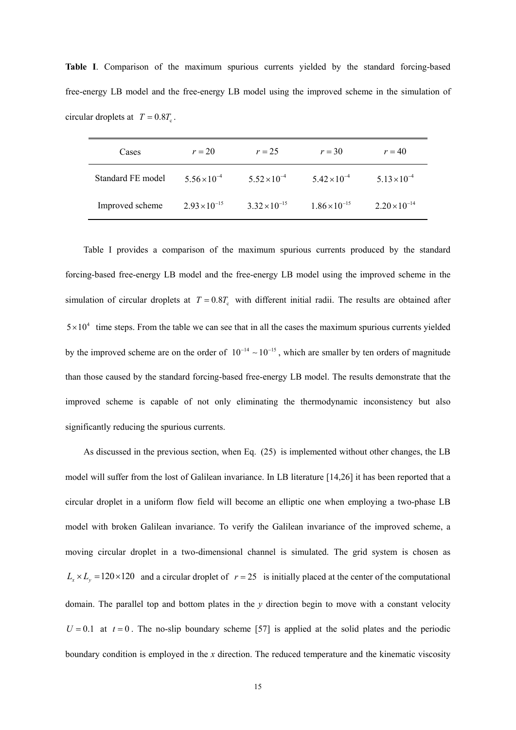**Table I**. Comparison of the maximum spurious currents yielded by the standard forcing-based free-energy LB model and the free-energy LB model using the improved scheme in the simulation of circular droplets at $T = 0.8T_c$.

| Cases | $r = 20$ | $r = 25$ | $r = 30$ | $r = 40$ |
|---|---|---|---|---|
| Standard FE model | $5.56 \times 10^{-4}$ | $5.52 \times 10^{-4}$ | $5.42 \times 10^{-4}$ | $5.13 \times 10^{-4}$ |
| Improved scheme | $2.93 \times 10^{-15}$ | $3.32 \times 10^{-15}$ | $1.86 \times 10^{-15}$ | $2.20 \times 10^{-14}$ |

Table I provides a comparison of the maximum spurious currents produced by the standard forcing-based free-energy LB model and the free-energy LB model using the improved scheme in the simulation of circular droplets at $T = 0.8T_c$ with different initial radii. The results are obtained after $5 \times 10^4$ time steps. From the table we can see that in all the cases the maximum spurious currents yielded by the improved scheme are on the order of $10^{-14} \sim 10^{-15}$, which are smaller by ten orders of magnitude than those caused by the standard forcing-based free-energy LB model. The results demonstrate that the improved scheme is capable of not only eliminating the thermodynamic inconsistency but also significantly reducing the spurious currents.

As discussed in the previous section, when Eq. (25) is implemented without other changes, the LB model will suffer from the lost of Galilean invariance. In LB literature [14,26] it has been reported that a circular droplet in a uniform flow field will become an elliptic one when employing a two-phase LB model with broken Galilean invariance. To verify the Galilean invariance of the improved scheme, a moving circular droplet in a two-dimensional channel is simulated. The grid system is chosen as $L_x \times L_y = 120 \times 120$ and a circular droplet of $r = 25$ is initially placed at the center of the computational domain. The parallel top and bottom plates in the *y* direction begin to move with a constant velocity $U = 0.1$ at $t = 0$. The no-slip boundary scheme [57] is applied at the solid plates and the periodic boundary condition is employed in the *x* direction. The reduced temperature and the kinematic viscosity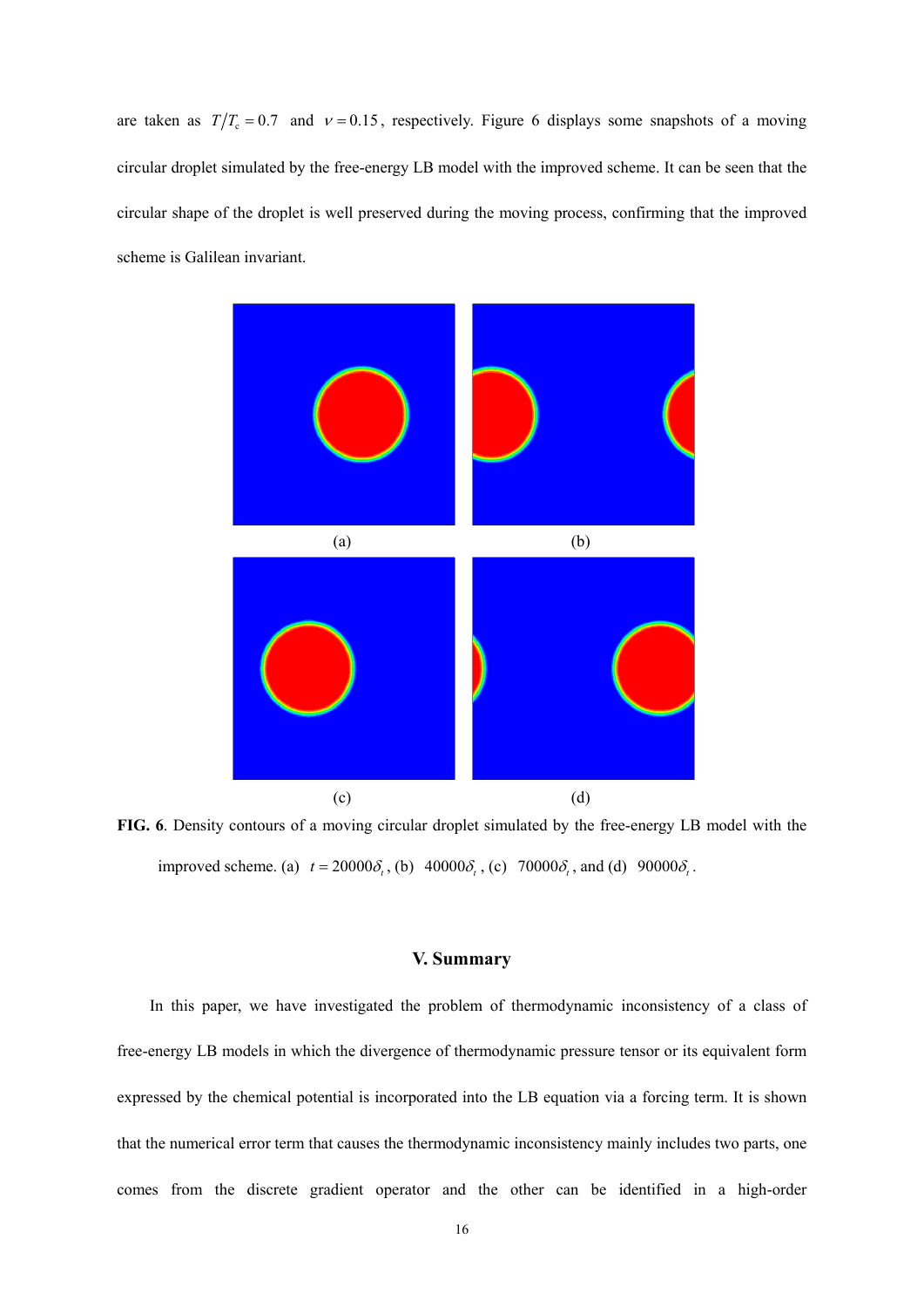are taken as $T/T_c = 0.7$ and $\nu = 0.15$, respectively. Figure 6 displays some snapshots of a moving circular droplet simulated by the free-energy LB model with the improved scheme. It can be seen that the circular shape of the droplet is well preserved during the moving process, confirming that the improved scheme is Galilean invariant.

(a) (b)

(c) (d)

**FIG. 6**. Density contours of a moving circular droplet simulated by the free-energy LB model with the improved scheme. (a) $t = 20000\delta_t$, (b) $40000\delta_t$, (c) $70000\delta_t$, and (d) $90000\delta_t$.

## V. Summary

In this paper, we have investigated the problem of thermodynamic inconsistency of a class of free-energy LB models in which the divergence of thermodynamic pressure tensor or its equivalent form expressed by the chemical potential is incorporated into the LB equation via a forcing term. It is shown that the numerical error term that causes the thermodynamic inconsistency mainly includes two parts, one comes from the discrete gradient operator and the other can be identified in a high-order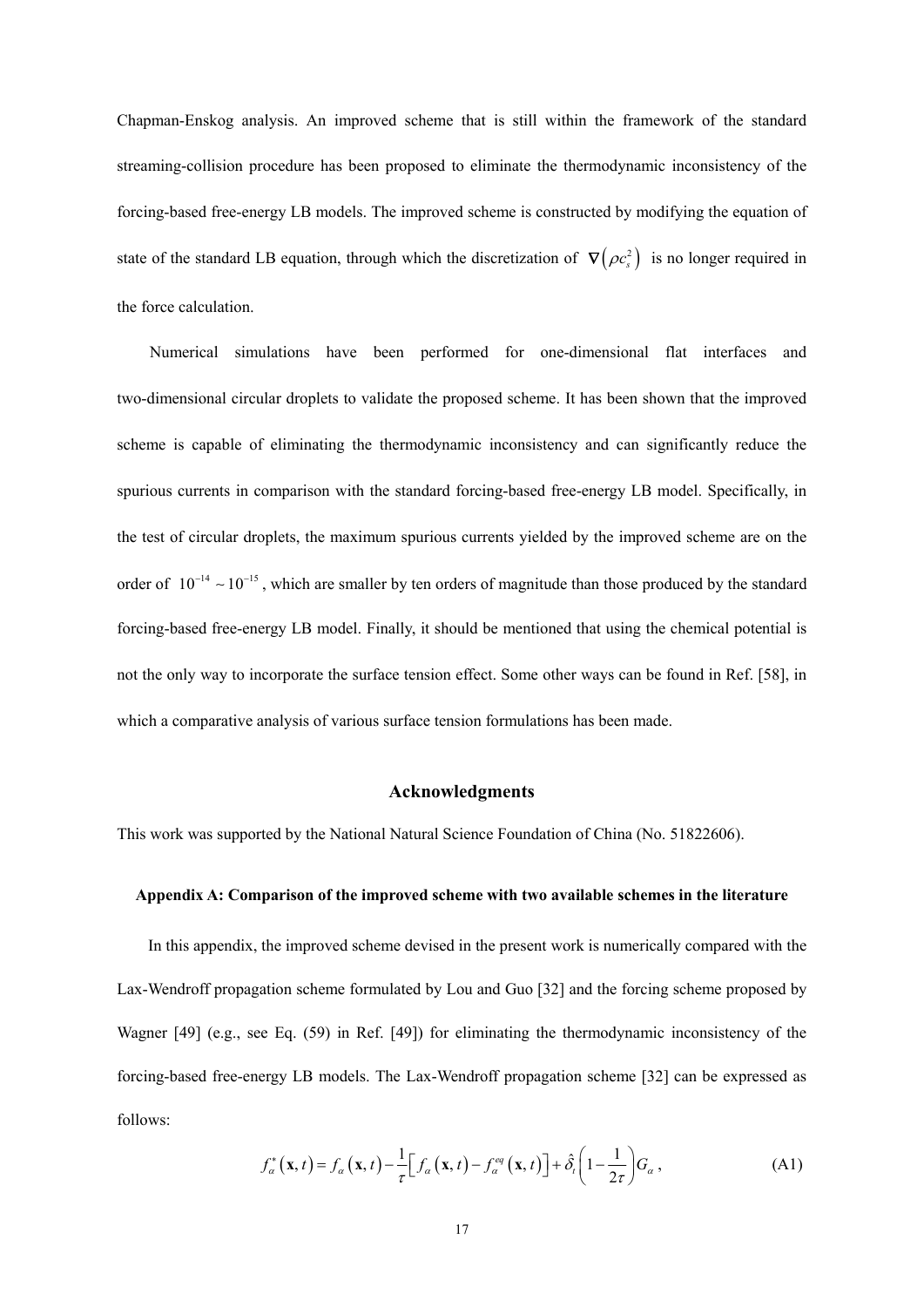Chapman-Enskog analysis. An improved scheme that is still within the framework of the standard streaming-collision procedure has been proposed to eliminate the thermodynamic inconsistency of the forcing-based free-energy LB models. The improved scheme is constructed by modifying the equation of state of the standard LB equation, through which the discretization of $\nabla\left(\rho c_s^2\right)$ is no longer required in the force calculation.

Numerical simulations have been performed for one-dimensional flat interfaces and two-dimensional circular droplets to validate the proposed scheme. It has been shown that the improved scheme is capable of eliminating the thermodynamic inconsistency and can significantly reduce the spurious currents in comparison with the standard forcing-based free-energy LB model. Specifically, in the test of circular droplets, the maximum spurious currents yielded by the improved scheme are on the order of $10^{-14} \sim 10^{-15}$, which are smaller by ten orders of magnitude than those produced by the standard forcing-based free-energy LB model. Finally, it should be mentioned that using the chemical potential is not the only way to incorporate the surface tension effect. Some other ways can be found in Ref. [58], in which a comparative analysis of various surface tension formulations has been made.

## Acknowledgments

This work was supported by the National Natural Science Foundation of China (No. 51822606).

### Appendix A: Comparison of the improved scheme with two available schemes in the literature

In this appendix, the improved scheme devised in the present work is numerically compared with the Lax-Wendroff propagation scheme formulated by Lou and Guo [32] and the forcing scheme proposed by Wagner [49] (e.g., see Eq. (59) in Ref. [49]) for eliminating the thermodynamic inconsistency of the forcing-based free-energy LB models. The Lax-Wendroff propagation scheme [32] can be expressed as follows:

$$f_\alpha^*\left(\mathbf{x},t\right)=f_\alpha\left(\mathbf{x},t\right)-\frac{1}{\tau}\left[f_\alpha\left(\mathbf{x},t\right)-f_\alpha^{eq}\left(\mathbf{x},t\right)\right]+\hat{\delta}_t\left(1-\frac{1}{2\tau}\right)G_\alpha\,, \tag{A1}$$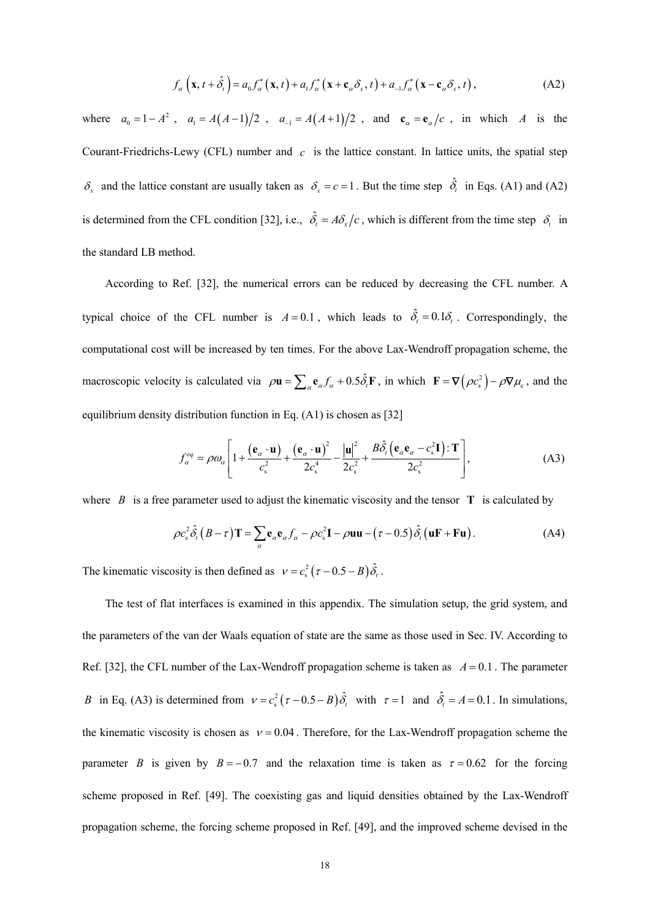$$f_\alpha\left(\mathbf{x}, t+\hat{\delta}_t\right) = a_0 f_\alpha^*\left(\mathbf{x}, t\right) + a_1 f_\alpha^*\left(\mathbf{x}+\mathbf{c}_\alpha\delta_x, t\right) + a_{-1} f_\alpha^*\left(\mathbf{x}-\mathbf{c}_\alpha\delta_x, t\right), \tag{A2}$$

where $a_0 = 1 - A^2$, $a_1 = A\left(A-1\right)/2$, $a_{-1} = A\left(A+1\right)/2$, and $\mathbf{c}_\alpha = \mathbf{e}_\alpha / c$, in which $A$ is the Courant-Friedrichs-Lewy (CFL) number and $c$ is the lattice constant. In lattice units, the spatial step $\delta_x$ and the lattice constant are usually taken as $\delta_x = c = 1$. But the time step $\hat{\delta}_t$ in Eqs. (A1) and (A2) is determined from the CFL condition [32], i.e., $\hat{\delta}_t = A\delta_x / c$, which is different from the time step $\delta_t$ in the standard LB method.

According to Ref. [32], the numerical errors can be reduced by decreasing the CFL number. A typical choice of the CFL number is $A = 0.1$, which leads to $\hat{\delta}_t = 0.1\delta_t$. Correspondingly, the computational cost will be increased by ten times. For the above Lax-Wendroff propagation scheme, the macroscopic velocity is calculated via $\rho\mathbf{u} = \sum_\alpha \mathbf{e}_\alpha f_\alpha + 0.5\hat{\delta}_t\mathbf{F}$, in which $\mathbf{F} = \nabla\left(\rho c_s^2\right) - \rho\nabla\mu_c$, and the equilibrium density distribution function in Eq. (A1) is chosen as [32]

$$f_\alpha^{eq} = \rho\omega_\alpha\left[1 + \frac{\left(\mathbf{e}_\alpha\cdot\mathbf{u}\right)}{c_s^2} + \frac{\left(\mathbf{e}_\alpha\cdot\mathbf{u}\right)^2}{2c_s^4} - \frac{\left|\mathbf{u}\right|^2}{2c_s^2} + \frac{B\hat{\delta}_t\left(\mathbf{e}_\alpha\mathbf{e}_\alpha - c_s^2\mathbf{I}\right):\mathbf{T}}{2c_s^2}\right], \tag{A3}$$

where $B$ is a free parameter used to adjust the kinematic viscosity and the tensor $\mathbf{T}$ is calculated by

$$\rho c_s^2\hat{\delta}_t\left(B-\tau\right)\mathbf{T} = \sum_\alpha \mathbf{e}_\alpha\mathbf{e}_\alpha f_\alpha - \rho c_s^2\mathbf{I} - \rho\mathbf{u}\mathbf{u} - \left(\tau - 0.5\right)\hat{\delta}_t\left(\mathbf{u}\mathbf{F} + \mathbf{F}\mathbf{u}\right). \tag{A4}$$

The kinematic viscosity is then defined as $\nu = c_s^2\left(\tau - 0.5 - B\right)\hat{\delta}_t$.

The test of flat interfaces is examined in this appendix. The simulation setup, the grid system, and the parameters of the van der Waals equation of state are the same as those used in Sec. IV. According to Ref. [32], the CFL number of the Lax-Wendroff propagation scheme is taken as $A = 0.1$. The parameter $B$ in Eq. (A3) is determined from $\nu = c_s^2\left(\tau - 0.5 - B\right)\hat{\delta}_t$ with $\tau = 1$ and $\hat{\delta}_t = A = 0.1$. In simulations, the kinematic viscosity is chosen as $\nu = 0.04$. Therefore, for the Lax-Wendroff propagation scheme the parameter $B$ is given by $B = -0.7$ and the relaxation time is taken as $\tau = 0.62$ for the forcing scheme proposed in Ref. [49]. The coexisting gas and liquid densities obtained by the Lax-Wendroff propagation scheme, the forcing scheme proposed in Ref. [49], and the improved scheme devised in the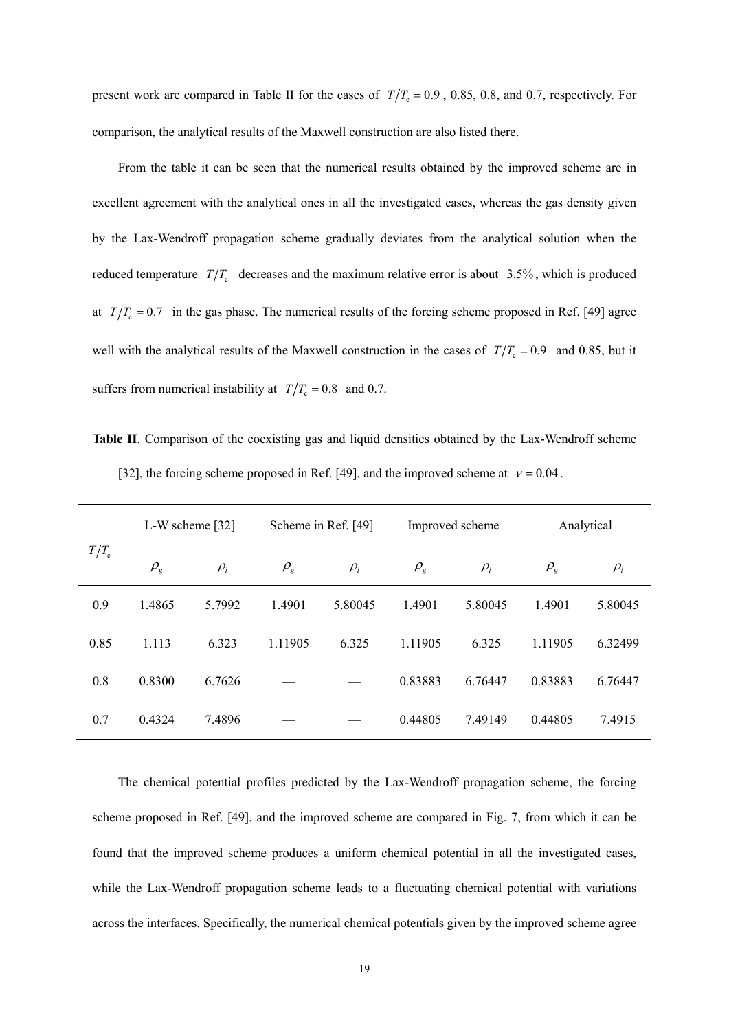present work are compared in Table II for the cases of $T/T_c = 0.9$, 0.85, 0.8, and 0.7, respectively. For comparison, the analytical results of the Maxwell construction are also listed there.

From the table it can be seen that the numerical results obtained by the improved scheme are in excellent agreement with the analytical ones in all the investigated cases, whereas the gas density given by the Lax-Wendroff propagation scheme gradually deviates from the analytical solution when the reduced temperature $T/T_c$ decreases and the maximum relative error is about $3.5\%$, which is produced at $T/T_c = 0.7$ in the gas phase. The numerical results of the forcing scheme proposed in Ref. [49] agree well with the analytical results of the Maxwell construction in the cases of $T/T_c = 0.9$ and 0.85, but it suffers from numerical instability at $T/T_c = 0.8$ and 0.7.

**Table II**. Comparison of the coexisting gas and liquid densities obtained by the Lax-Wendroff scheme [32], the forcing scheme proposed in Ref. [49], and the improved scheme at $\nu = 0.04$.

| $T/T_c$ | L-W scheme [32] | | Scheme in Ref. [49] | | Improved scheme | | Analytical | |
|---|---|---|---|---|---|---|---|---|
| | $\rho_g$ | $\rho_l$ | $\rho_g$ | $\rho_l$ | $\rho_g$ | $\rho_l$ | $\rho_g$ | $\rho_l$ |
| 0.9 | 1.4865 | 5.7992 | 1.4901 | 5.80045 | 1.4901 | 5.80045 | 1.4901 | 5.80045 |
| 0.85 | 1.113 | 6.323 | 1.11905 | 6.325 | 1.11905 | 6.325 | 1.11905 | 6.32499 |
| 0.8 | 0.8300 | 6.7626 | — | — | 0.83883 | 6.76447 | 0.83883 | 6.76447 |
| 0.7 | 0.4324 | 7.4896 | — | — | 0.44805 | 7.49149 | 0.44805 | 7.4915 |

The chemical potential profiles predicted by the Lax-Wendroff propagation scheme, the forcing scheme proposed in Ref. [49], and the improved scheme are compared in Fig. 7, from which it can be found that the improved scheme produces a uniform chemical potential in all the investigated cases, while the Lax-Wendroff propagation scheme leads to a fluctuating chemical potential with variations across the interfaces. Specifically, the numerical chemical potentials given by the improved scheme agree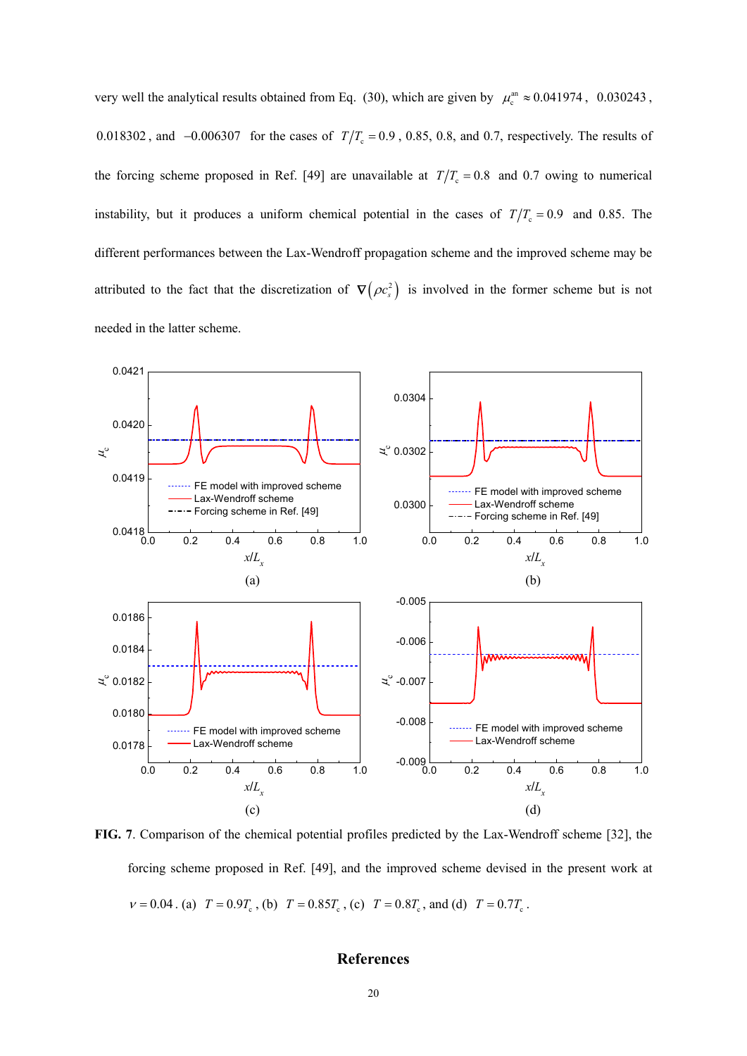very well the analytical results obtained from Eq. (30), which are given by $\mu_c^{an} \approx 0.041974$, $0.030243$, $0.018302$, and $-0.006307$ for the cases of $T/T_c = 0.9$, 0.85, 0.8, and 0.7, respectively. The results of the forcing scheme proposed in Ref. [49] are unavailable at $T/T_c = 0.8$ and 0.7 owing to numerical instability, but it produces a uniform chemical potential in the cases of $T/T_c = 0.9$ and 0.85. The different performances between the Lax-Wendroff propagation scheme and the improved scheme may be attributed to the fact that the discretization of $\nabla\left(\rho c_s^2\right)$ is involved in the former scheme but is not needed in the latter scheme.

(a)

0.0421
0.0420
0.0419
0.0418
$\mu_c$
0.0 0.2 0.4 0.6 0.8 1.0
$x/L_x$
FE model with improved scheme
Lax-Wendroff scheme
Forcing scheme in Ref. [49]

(b)

0.0304
0.0302
0.0300
$\mu_c$
0.0 0.2 0.4 0.6 0.8 1.0
$x/L_x$
FE model with improved scheme
Lax-Wendroff scheme
Forcing scheme in Ref. [49]

(c)

0.0186
0.0184
0.0182
0.0180
0.0178
$\mu_c$
0.0 0.2 0.4 0.6 0.8 1.0
$x/L_x$
FE model with improved scheme
Lax-Wendroff scheme

(d)

-0.005
-0.006
-0.007
-0.008
-0.009
$\mu_c$
0.0 0.2 0.4 0.6 0.8 1.0
$x/L_x$
FE model with improved scheme
Lax-Wendroff scheme

**FIG. 7**. Comparison of the chemical potential profiles predicted by the Lax-Wendroff scheme [32], the forcing scheme proposed in Ref. [49], and the improved scheme devised in the present work at $\nu = 0.04$. (a) $T = 0.9T_c$, (b) $T = 0.85T_c$, (c) $T = 0.8T_c$, and (d) $T = 0.7T_c$.

## References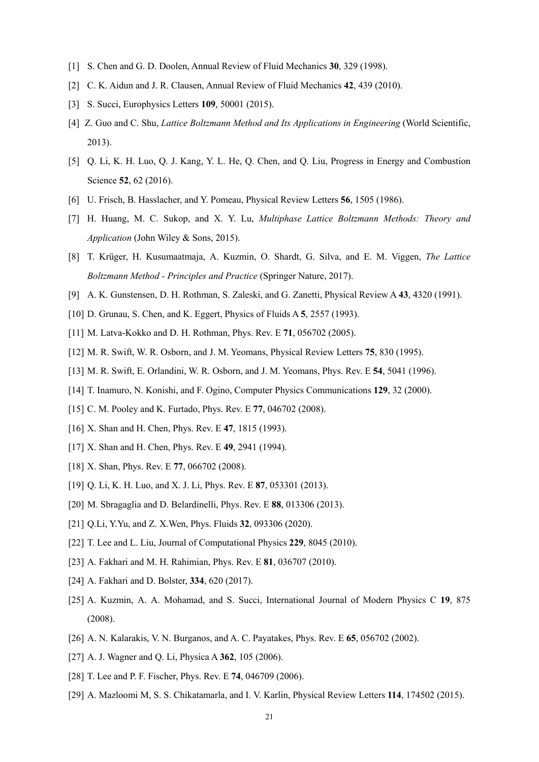[1] S. Chen and G. D. Doolen, Annual Review of Fluid Mechanics **30**, 329 (1998).

[2] C. K. Aidun and J. R. Clausen, Annual Review of Fluid Mechanics **42**, 439 (2010).

[3] S. Succi, Europhysics Letters **109**, 50001 (2015).

[4] Z. Guo and C. Shu, *Lattice Boltzmann Method and Its Applications in Engineering* (World Scientific, 2013).

[5] Q. Li, K. H. Luo, Q. J. Kang, Y. L. He, Q. Chen, and Q. Liu, Progress in Energy and Combustion Science **52**, 62 (2016).

[6] U. Frisch, B. Hasslacher, and Y. Pomeau, Physical Review Letters **56**, 1505 (1986).

[7] H. Huang, M. C. Sukop, and X. Y. Lu, *Multiphase Lattice Boltzmann Methods: Theory and Application* (John Wiley & Sons, 2015).

[8] T. Krüger, H. Kusumaatmaja, A. Kuzmin, O. Shardt, G. Silva, and E. M. Viggen, *The Lattice Boltzmann Method - Principles and Practice* (Springer Nature, 2017).

[9] A. K. Gunstensen, D. H. Rothman, S. Zaleski, and G. Zanetti, Physical Review A **43**, 4320 (1991).

[10] D. Grunau, S. Chen, and K. Eggert, Physics of Fluids A **5**, 2557 (1993).

[11] M. Latva-Kokko and D. H. Rothman, Phys. Rev. E **71**, 056702 (2005).

[12] M. R. Swift, W. R. Osborn, and J. M. Yeomans, Physical Review Letters **75**, 830 (1995).

[13] M. R. Swift, E. Orlandini, W. R. Osborn, and J. M. Yeomans, Phys. Rev. E **54**, 5041 (1996).

[14] T. Inamuro, N. Konishi, and F. Ogino, Computer Physics Communications **129**, 32 (2000).

[15] C. M. Pooley and K. Furtado, Phys. Rev. E **77**, 046702 (2008).

[16] X. Shan and H. Chen, Phys. Rev. E **47**, 1815 (1993).

[17] X. Shan and H. Chen, Phys. Rev. E **49**, 2941 (1994).

[18] X. Shan, Phys. Rev. E **77**, 066702 (2008).

[19] Q. Li, K. H. Luo, and X. J. Li, Phys. Rev. E **87**, 053301 (2013).

[20] M. Sbragaglia and D. Belardinelli, Phys. Rev. E **88**, 013306 (2013).

[21] Q.Li, Y.Yu, and Z. X.Wen, Phys. Fluids **32**, 093306 (2020).

[22] T. Lee and L. Liu, Journal of Computational Physics **229**, 8045 (2010).

[23] A. Fakhari and M. H. Rahimian, Phys. Rev. E **81**, 036707 (2010).

[24] A. Fakhari and D. Bolster, **334**, 620 (2017).

[25] A. Kuzmin, A. A. Mohamad, and S. Succi, International Journal of Modern Physics C **19**, 875 (2008).

[26] A. N. Kalarakis, V. N. Burganos, and A. C. Payatakes, Phys. Rev. E **65**, 056702 (2002).

[27] A. J. Wagner and Q. Li, Physica A **362**, 105 (2006).

[28] T. Lee and P. F. Fischer, Phys. Rev. E **74**, 046709 (2006).

[29] A. Mazloomi M, S. S. Chikatamarla, and I. V. Karlin, Physical Review Letters **114**, 174502 (2015).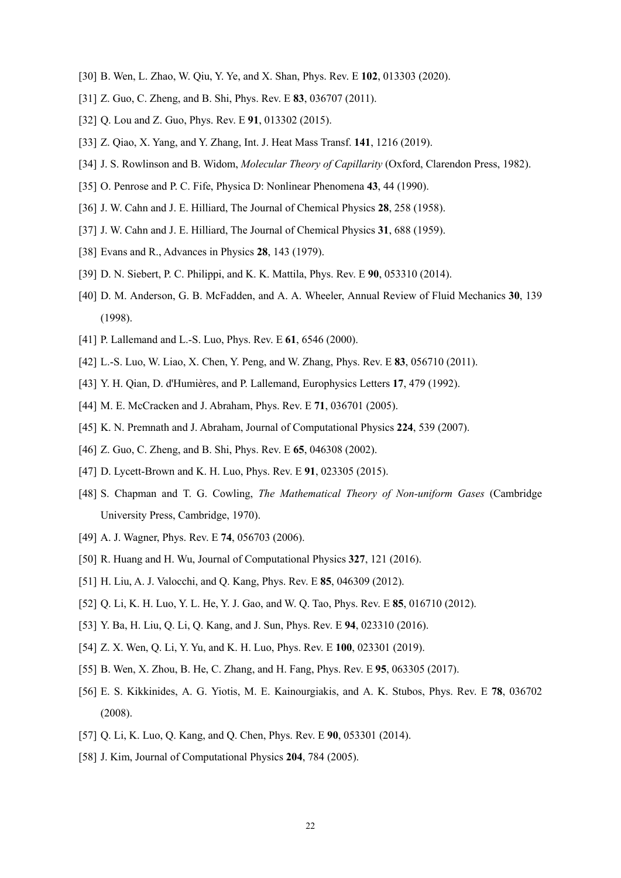[30] B. Wen, L. Zhao, W. Qiu, Y. Ye, and X. Shan, Phys. Rev. E **102**, 013303 (2020).

[31] Z. Guo, C. Zheng, and B. Shi, Phys. Rev. E **83**, 036707 (2011).

[32] Q. Lou and Z. Guo, Phys. Rev. E **91**, 013302 (2015).

[33] Z. Qiao, X. Yang, and Y. Zhang, Int. J. Heat Mass Transf. **141**, 1216 (2019).

[34] J. S. Rowlinson and B. Widom, *Molecular Theory of Capillarity* (Oxford, Clarendon Press, 1982).

[35] O. Penrose and P. C. Fife, Physica D: Nonlinear Phenomena **43**, 44 (1990).

[36] J. W. Cahn and J. E. Hilliard, The Journal of Chemical Physics **28**, 258 (1958).

[37] J. W. Cahn and J. E. Hilliard, The Journal of Chemical Physics **31**, 688 (1959).

[38] Evans and R., Advances in Physics **28**, 143 (1979).

[39] D. N. Siebert, P. C. Philippi, and K. K. Mattila, Phys. Rev. E **90**, 053310 (2014).

[40] D. M. Anderson, G. B. McFadden, and A. A. Wheeler, Annual Review of Fluid Mechanics **30**, 139 (1998).

[41] P. Lallemand and L.-S. Luo, Phys. Rev. E **61**, 6546 (2000).

[42] L.-S. Luo, W. Liao, X. Chen, Y. Peng, and W. Zhang, Phys. Rev. E **83**, 056710 (2011).

[43] Y. H. Qian, D. d'Humières, and P. Lallemand, Europhysics Letters **17**, 479 (1992).

[44] M. E. McCracken and J. Abraham, Phys. Rev. E **71**, 036701 (2005).

[45] K. N. Premnath and J. Abraham, Journal of Computational Physics **224**, 539 (2007).

[46] Z. Guo, C. Zheng, and B. Shi, Phys. Rev. E **65**, 046308 (2002).

[47] D. Lycett-Brown and K. H. Luo, Phys. Rev. E **91**, 023305 (2015).

[48] S. Chapman and T. G. Cowling, *The Mathematical Theory of Non-uniform Gases* (Cambridge University Press, Cambridge, 1970).

[49] A. J. Wagner, Phys. Rev. E **74**, 056703 (2006).

[50] R. Huang and H. Wu, Journal of Computational Physics **327**, 121 (2016).

[51] H. Liu, A. J. Valocchi, and Q. Kang, Phys. Rev. E **85**, 046309 (2012).

[52] Q. Li, K. H. Luo, Y. L. He, Y. J. Gao, and W. Q. Tao, Phys. Rev. E **85**, 016710 (2012).

[53] Y. Ba, H. Liu, Q. Li, Q. Kang, and J. Sun, Phys. Rev. E **94**, 023310 (2016).

[54] Z. X. Wen, Q. Li, Y. Yu, and K. H. Luo, Phys. Rev. E **100**, 023301 (2019).

[55] B. Wen, X. Zhou, B. He, C. Zhang, and H. Fang, Phys. Rev. E **95**, 063305 (2017).

[56] E. S. Kikkinides, A. G. Yiotis, M. E. Kainourgiakis, and A. K. Stubos, Phys. Rev. E **78**, 036702 (2008).

[57] Q. Li, K. Luo, Q. Kang, and Q. Chen, Phys. Rev. E **90**, 053301 (2014).

[58] J. Kim, Journal of Computational Physics **204**, 784 (2005).